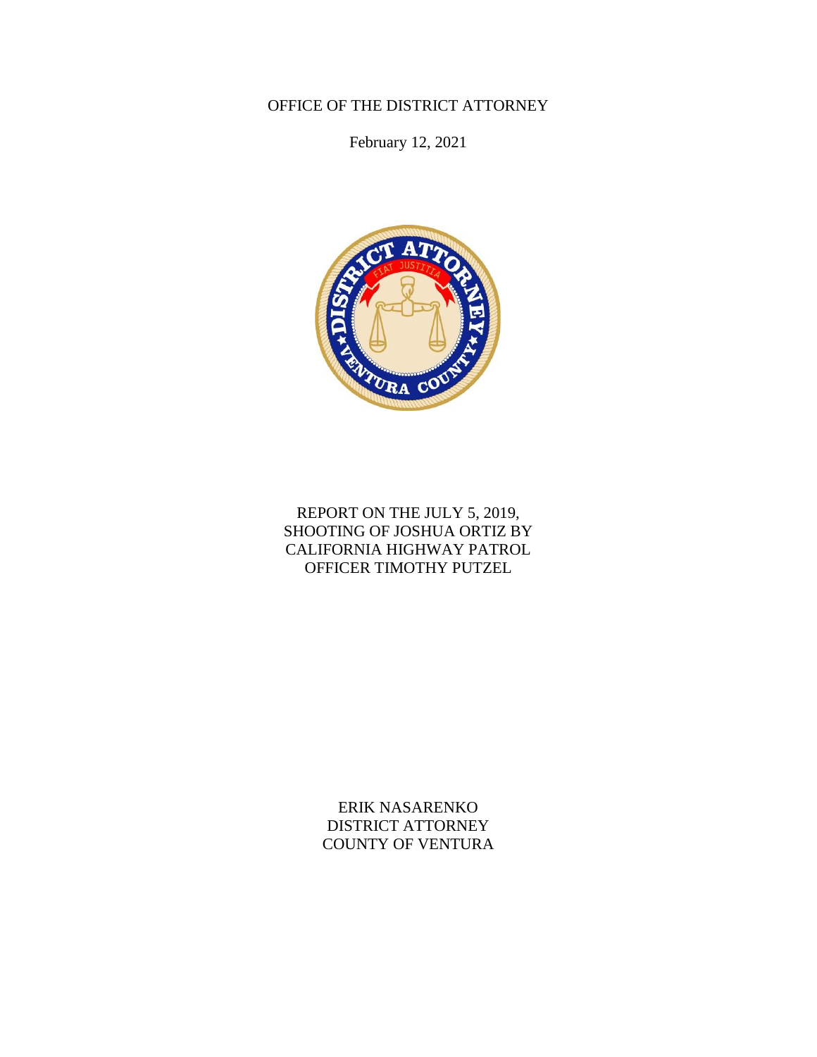OFFICE OF THE DISTRICT ATTORNEY

February 12, 2021

# REPORT ON THE JULY 5, 2019, SHOOTING OF JOSHUA ORTIZ BY CALIFORNIA HIGHWAY PATROL OFFICER TIMOTHY PUTZEL

ERIK NASARENKO
DISTRICT ATTORNEY
COUNTY OF VENTURA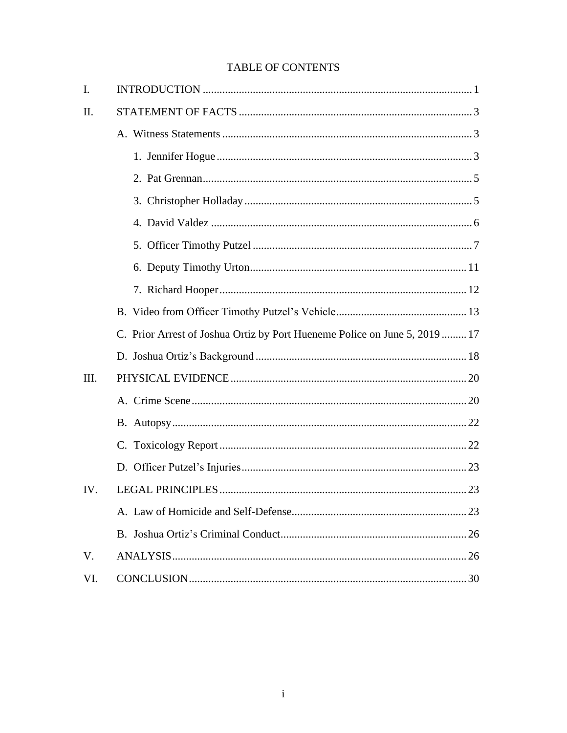# TABLE OF CONTENTS

I. INTRODUCTION ..... 1

II. STATEMENT OF FACTS ..... 3

- A. Witness Statements ..... 3
  - 1. Jennifer Hogue ..... 3
  - 2. Pat Grennan ..... 5
  - 3. Christopher Holladay ..... 5
  - 4. David Valdez ..... 6
  - 5. Officer Timothy Putzel ..... 7
  - 6. Deputy Timothy Urton ..... 11
  - 7. Richard Hooper ..... 12
- B. Video from Officer Timothy Putzel's Vehicle ..... 13
- C. Prior Arrest of Joshua Ortiz by Port Hueneme Police on June 5, 2019 ..... 17
- D. Joshua Ortiz's Background ..... 18

III. PHYSICAL EVIDENCE ..... 20

- A. Crime Scene ..... 20
- B. Autopsy ..... 22
- C. Toxicology Report ..... 22
- D. Officer Putzel's Injuries ..... 23

IV. LEGAL PRINCIPLES ..... 23

- A. Law of Homicide and Self-Defense ..... 23
- B. Joshua Ortiz's Criminal Conduct ..... 26

V. ANALYSIS ..... 26

VI. CONCLUSION ..... 30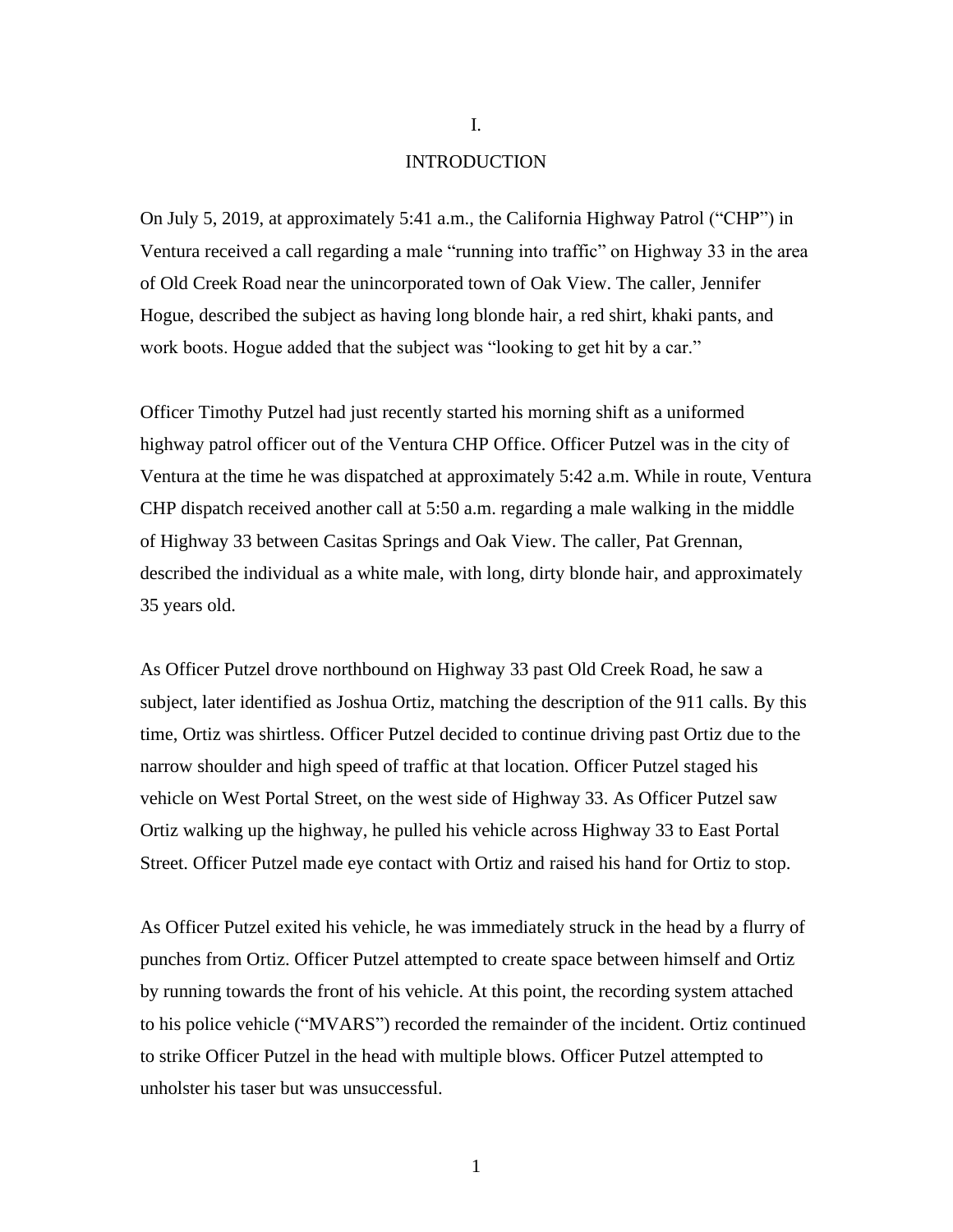# I.

# INTRODUCTION

On July 5, 2019, at approximately 5:41 a.m., the California Highway Patrol ("CHP") in Ventura received a call regarding a male "running into traffic" on Highway 33 in the area of Old Creek Road near the unincorporated town of Oak View. The caller, Jennifer Hogue, described the subject as having long blonde hair, a red shirt, khaki pants, and work boots. Hogue added that the subject was "looking to get hit by a car."

Officer Timothy Putzel had just recently started his morning shift as a uniformed highway patrol officer out of the Ventura CHP Office. Officer Putzel was in the city of Ventura at the time he was dispatched at approximately 5:42 a.m. While in route, Ventura CHP dispatch received another call at 5:50 a.m. regarding a male walking in the middle of Highway 33 between Casitas Springs and Oak View. The caller, Pat Grennan, described the individual as a white male, with long, dirty blonde hair, and approximately 35 years old.

As Officer Putzel drove northbound on Highway 33 past Old Creek Road, he saw a subject, later identified as Joshua Ortiz, matching the description of the 911 calls. By this time, Ortiz was shirtless. Officer Putzel decided to continue driving past Ortiz due to the narrow shoulder and high speed of traffic at that location. Officer Putzel staged his vehicle on West Portal Street, on the west side of Highway 33. As Officer Putzel saw Ortiz walking up the highway, he pulled his vehicle across Highway 33 to East Portal Street. Officer Putzel made eye contact with Ortiz and raised his hand for Ortiz to stop.

As Officer Putzel exited his vehicle, he was immediately struck in the head by a flurry of punches from Ortiz. Officer Putzel attempted to create space between himself and Ortiz by running towards the front of his vehicle. At this point, the recording system attached to his police vehicle ("MVARS") recorded the remainder of the incident. Ortiz continued to strike Officer Putzel in the head with multiple blows. Officer Putzel attempted to unholster his taser but was unsuccessful.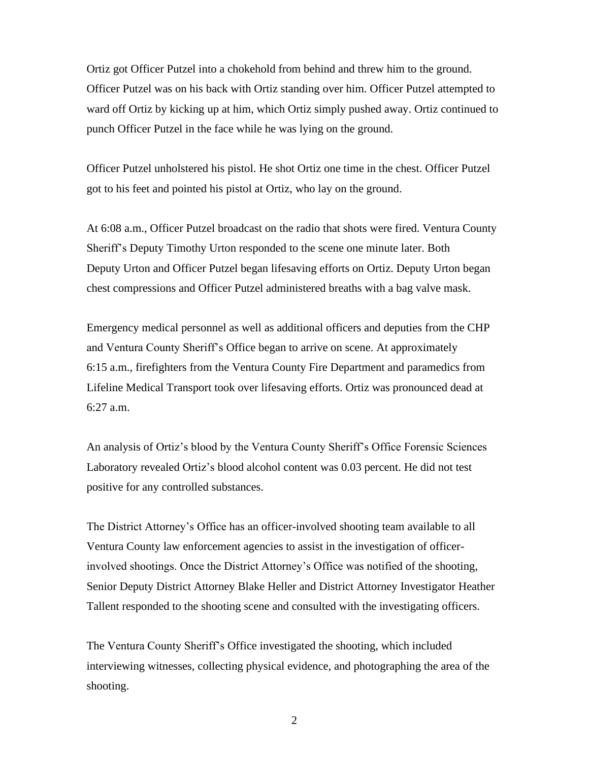Ortiz got Officer Putzel into a chokehold from behind and threw him to the ground. Officer Putzel was on his back with Ortiz standing over him. Officer Putzel attempted to ward off Ortiz by kicking up at him, which Ortiz simply pushed away. Ortiz continued to punch Officer Putzel in the face while he was lying on the ground.

Officer Putzel unholstered his pistol. He shot Ortiz one time in the chest. Officer Putzel got to his feet and pointed his pistol at Ortiz, who lay on the ground.

At 6:08 a.m., Officer Putzel broadcast on the radio that shots were fired. Ventura County Sheriff's Deputy Timothy Urton responded to the scene one minute later. Both Deputy Urton and Officer Putzel began lifesaving efforts on Ortiz. Deputy Urton began chest compressions and Officer Putzel administered breaths with a bag valve mask.

Emergency medical personnel as well as additional officers and deputies from the CHP and Ventura County Sheriff's Office began to arrive on scene. At approximately 6:15 a.m., firefighters from the Ventura County Fire Department and paramedics from Lifeline Medical Transport took over lifesaving efforts. Ortiz was pronounced dead at 6:27 a.m.

An analysis of Ortiz's blood by the Ventura County Sheriff's Office Forensic Sciences Laboratory revealed Ortiz's blood alcohol content was 0.03 percent. He did not test positive for any controlled substances.

The District Attorney's Office has an officer-involved shooting team available to all Ventura County law enforcement agencies to assist in the investigation of officer-involved shootings. Once the District Attorney's Office was notified of the shooting, Senior Deputy District Attorney Blake Heller and District Attorney Investigator Heather Tallent responded to the shooting scene and consulted with the investigating officers.

The Ventura County Sheriff's Office investigated the shooting, which included interviewing witnesses, collecting physical evidence, and photographing the area of the shooting.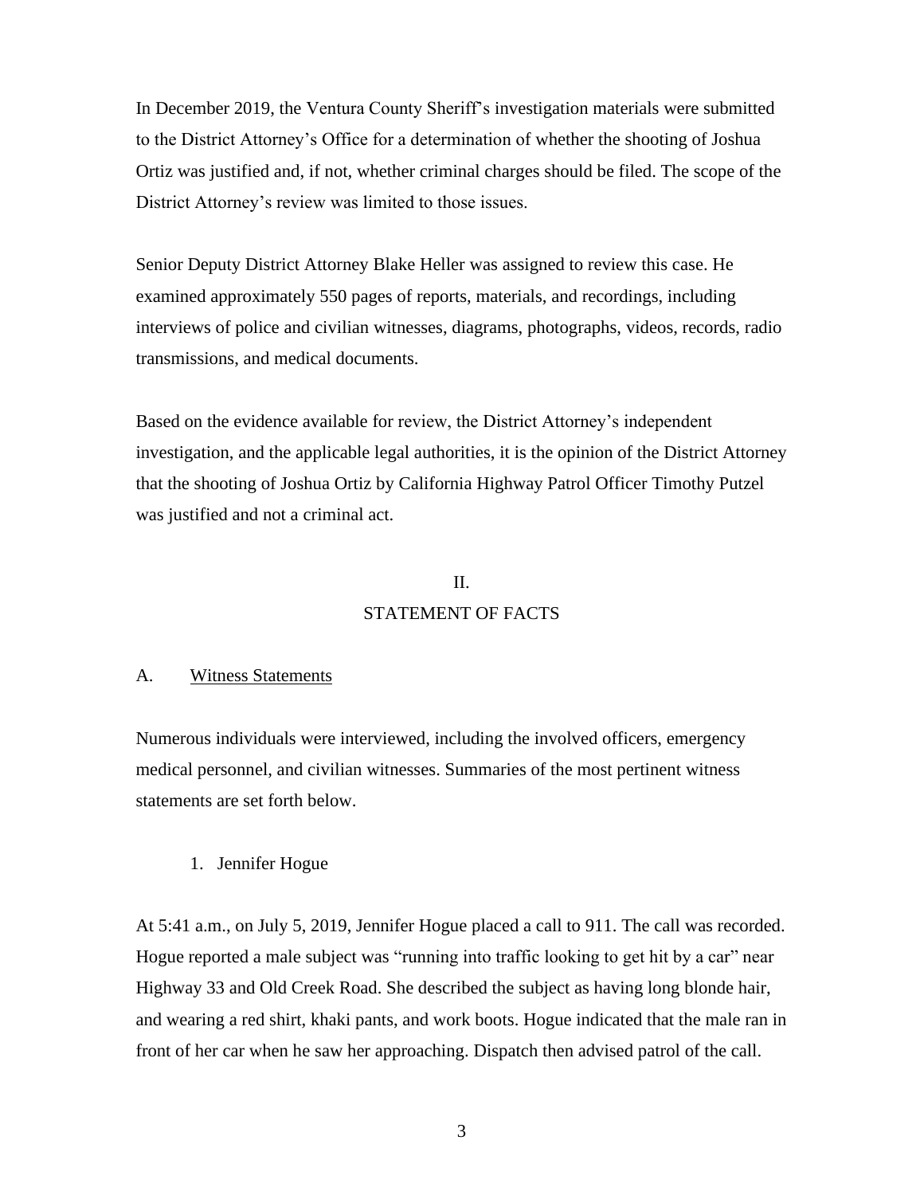In December 2019, the Ventura County Sheriff's investigation materials were submitted to the District Attorney's Office for a determination of whether the shooting of Joshua Ortiz was justified and, if not, whether criminal charges should be filed. The scope of the District Attorney's review was limited to those issues.

Senior Deputy District Attorney Blake Heller was assigned to review this case. He examined approximately 550 pages of reports, materials, and recordings, including interviews of police and civilian witnesses, diagrams, photographs, videos, records, radio transmissions, and medical documents.

Based on the evidence available for review, the District Attorney's independent investigation, and the applicable legal authorities, it is the opinion of the District Attorney that the shooting of Joshua Ortiz by California Highway Patrol Officer Timothy Putzel was justified and not a criminal act.

## II.
## STATEMENT OF FACTS

### A. Witness Statements

Numerous individuals were interviewed, including the involved officers, emergency medical personnel, and civilian witnesses. Summaries of the most pertinent witness statements are set forth below.

#### 1. Jennifer Hogue

At 5:41 a.m., on July 5, 2019, Jennifer Hogue placed a call to 911. The call was recorded. Hogue reported a male subject was "running into traffic looking to get hit by a car" near Highway 33 and Old Creek Road. She described the subject as having long blonde hair, and wearing a red shirt, khaki pants, and work boots. Hogue indicated that the male ran in front of her car when he saw her approaching. Dispatch then advised patrol of the call.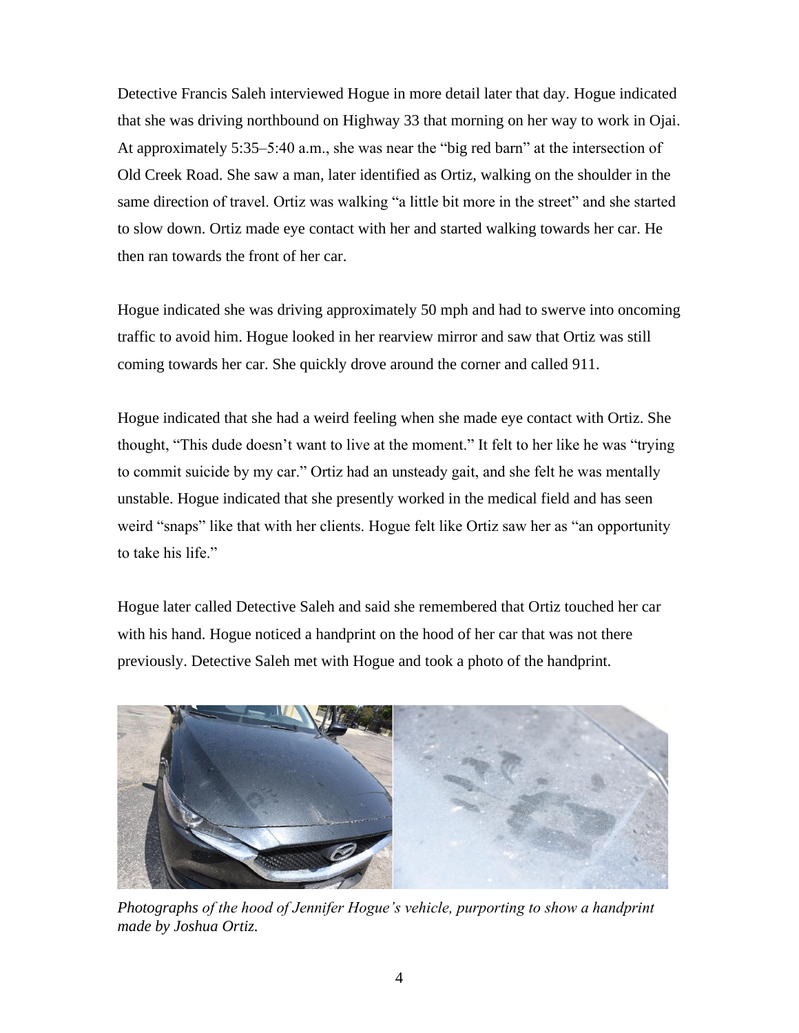Detective Francis Saleh interviewed Hogue in more detail later that day. Hogue indicated that she was driving northbound on Highway 33 that morning on her way to work in Ojai. At approximately 5:35–5:40 a.m., she was near the "big red barn" at the intersection of Old Creek Road. She saw a man, later identified as Ortiz, walking on the shoulder in the same direction of travel. Ortiz was walking "a little bit more in the street" and she started to slow down. Ortiz made eye contact with her and started walking towards her car. He then ran towards the front of her car.

Hogue indicated she was driving approximately 50 mph and had to swerve into oncoming traffic to avoid him. Hogue looked in her rearview mirror and saw that Ortiz was still coming towards her car. She quickly drove around the corner and called 911.

Hogue indicated that she had a weird feeling when she made eye contact with Ortiz. She thought, "This dude doesn't want to live at the moment." It felt to her like he was "trying to commit suicide by my car." Ortiz had an unsteady gait, and she felt he was mentally unstable. Hogue indicated that she presently worked in the medical field and has seen weird "snaps" like that with her clients. Hogue felt like Ortiz saw her as "an opportunity to take his life."

Hogue later called Detective Saleh and said she remembered that Ortiz touched her car with his hand. Hogue noticed a handprint on the hood of her car that was not there previously. Detective Saleh met with Hogue and took a photo of the handprint.

*Photographs of the hood of Jennifer Hogue's vehicle, purporting to show a handprint made by Joshua Ortiz.*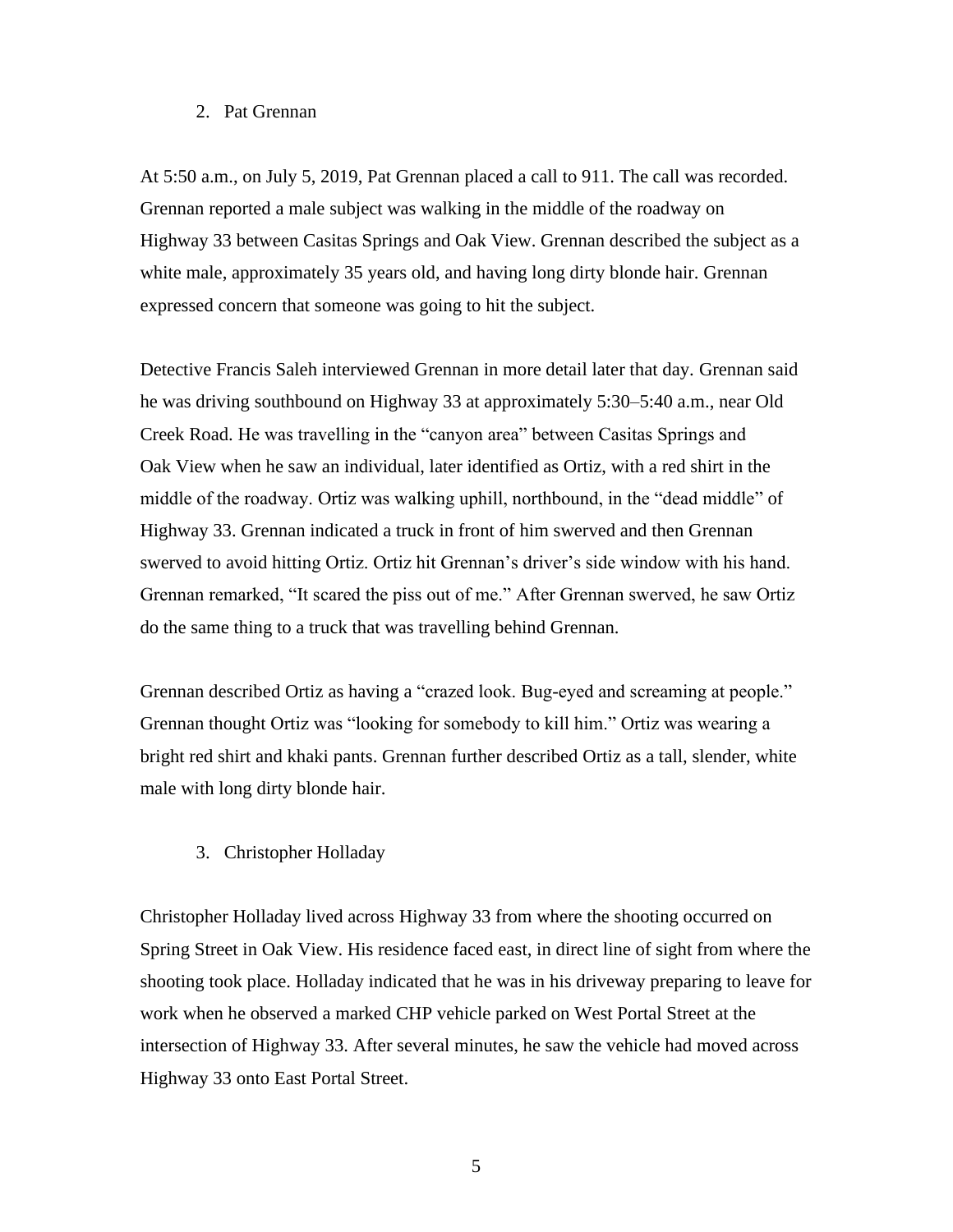2. Pat Grennan

At 5:50 a.m., on July 5, 2019, Pat Grennan placed a call to 911. The call was recorded. Grennan reported a male subject was walking in the middle of the roadway on Highway 33 between Casitas Springs and Oak View. Grennan described the subject as a white male, approximately 35 years old, and having long dirty blonde hair. Grennan expressed concern that someone was going to hit the subject.

Detective Francis Saleh interviewed Grennan in more detail later that day. Grennan said he was driving southbound on Highway 33 at approximately 5:30–5:40 a.m., near Old Creek Road. He was travelling in the "canyon area" between Casitas Springs and Oak View when he saw an individual, later identified as Ortiz, with a red shirt in the middle of the roadway. Ortiz was walking uphill, northbound, in the "dead middle" of Highway 33. Grennan indicated a truck in front of him swerved and then Grennan swerved to avoid hitting Ortiz. Ortiz hit Grennan's driver's side window with his hand. Grennan remarked, "It scared the piss out of me." After Grennan swerved, he saw Ortiz do the same thing to a truck that was travelling behind Grennan.

Grennan described Ortiz as having a "crazed look. Bug-eyed and screaming at people." Grennan thought Ortiz was "looking for somebody to kill him." Ortiz was wearing a bright red shirt and khaki pants. Grennan further described Ortiz as a tall, slender, white male with long dirty blonde hair.

3. Christopher Holladay

Christopher Holladay lived across Highway 33 from where the shooting occurred on Spring Street in Oak View. His residence faced east, in direct line of sight from where the shooting took place. Holladay indicated that he was in his driveway preparing to leave for work when he observed a marked CHP vehicle parked on West Portal Street at the intersection of Highway 33. After several minutes, he saw the vehicle had moved across Highway 33 onto East Portal Street.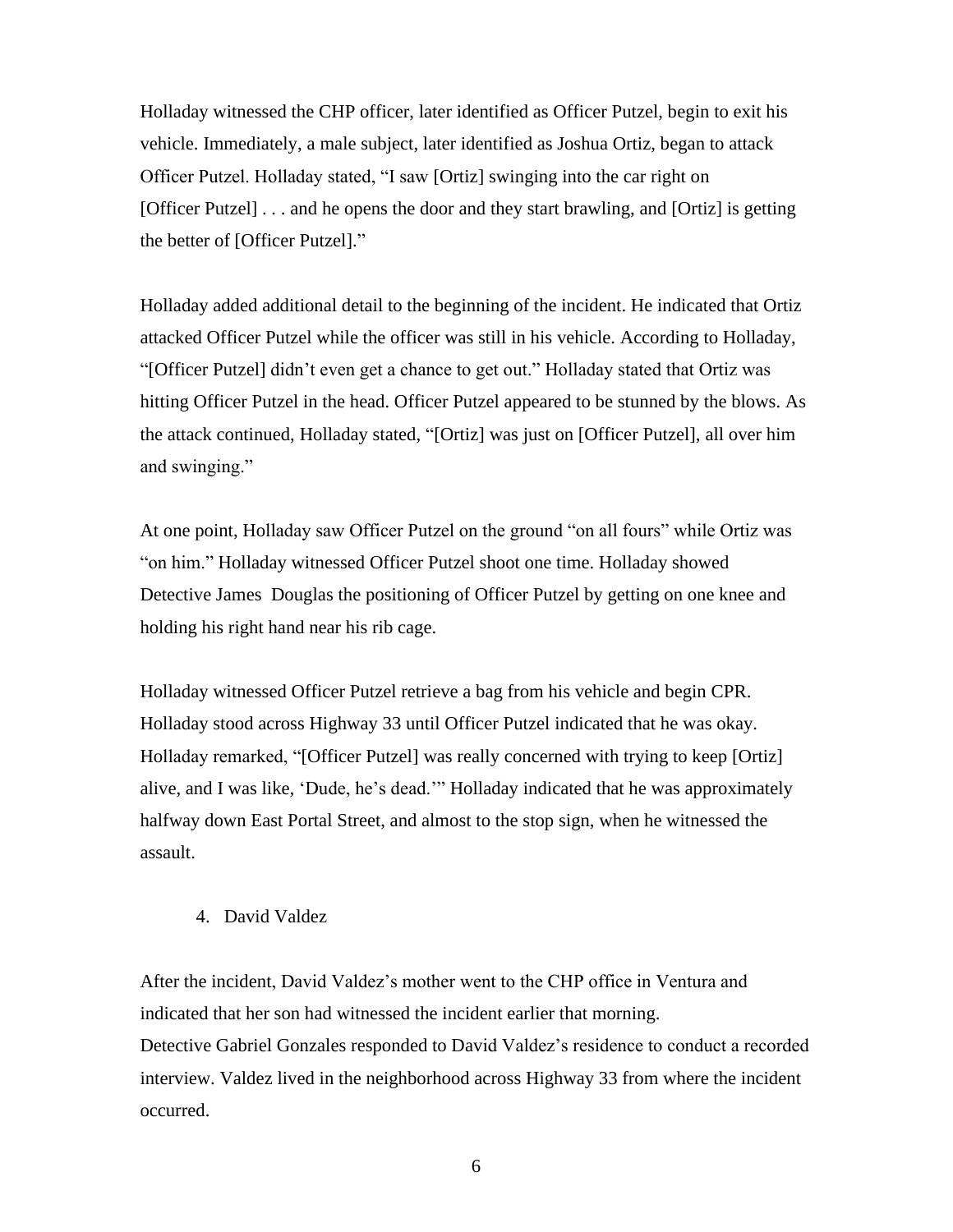Holladay witnessed the CHP officer, later identified as Officer Putzel, begin to exit his vehicle. Immediately, a male subject, later identified as Joshua Ortiz, began to attack Officer Putzel. Holladay stated, "I saw [Ortiz] swinging into the car right on [Officer Putzel] . . . and he opens the door and they start brawling, and [Ortiz] is getting the better of [Officer Putzel]."

Holladay added additional detail to the beginning of the incident. He indicated that Ortiz attacked Officer Putzel while the officer was still in his vehicle. According to Holladay, "[Officer Putzel] didn't even get a chance to get out." Holladay stated that Ortiz was hitting Officer Putzel in the head. Officer Putzel appeared to be stunned by the blows. As the attack continued, Holladay stated, "[Ortiz] was just on [Officer Putzel], all over him and swinging."

At one point, Holladay saw Officer Putzel on the ground "on all fours" while Ortiz was "on him." Holladay witnessed Officer Putzel shoot one time. Holladay showed Detective James Douglas the positioning of Officer Putzel by getting on one knee and holding his right hand near his rib cage.

Holladay witnessed Officer Putzel retrieve a bag from his vehicle and begin CPR. Holladay stood across Highway 33 until Officer Putzel indicated that he was okay. Holladay remarked, "[Officer Putzel] was really concerned with trying to keep [Ortiz] alive, and I was like, 'Dude, he's dead.'" Holladay indicated that he was approximately halfway down East Portal Street, and almost to the stop sign, when he witnessed the assault.

4. David Valdez

After the incident, David Valdez's mother went to the CHP office in Ventura and indicated that her son had witnessed the incident earlier that morning. Detective Gabriel Gonzales responded to David Valdez's residence to conduct a recorded interview. Valdez lived in the neighborhood across Highway 33 from where the incident occurred.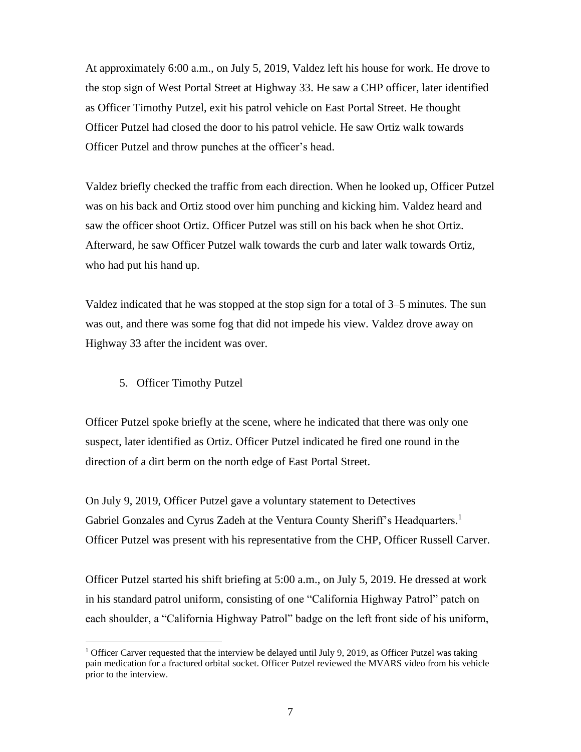At approximately 6:00 a.m., on July 5, 2019, Valdez left his house for work. He drove to the stop sign of West Portal Street at Highway 33. He saw a CHP officer, later identified as Officer Timothy Putzel, exit his patrol vehicle on East Portal Street. He thought Officer Putzel had closed the door to his patrol vehicle. He saw Ortiz walk towards Officer Putzel and throw punches at the officer's head.

Valdez briefly checked the traffic from each direction. When he looked up, Officer Putzel was on his back and Ortiz stood over him punching and kicking him. Valdez heard and saw the officer shoot Ortiz. Officer Putzel was still on his back when he shot Ortiz. Afterward, he saw Officer Putzel walk towards the curb and later walk towards Ortiz, who had put his hand up.

Valdez indicated that he was stopped at the stop sign for a total of 3–5 minutes. The sun was out, and there was some fog that did not impede his view. Valdez drove away on Highway 33 after the incident was over.

5. Officer Timothy Putzel

Officer Putzel spoke briefly at the scene, where he indicated that there was only one suspect, later identified as Ortiz. Officer Putzel indicated he fired one round in the direction of a dirt berm on the north edge of East Portal Street.

On July 9, 2019, Officer Putzel gave a voluntary statement to Detectives Gabriel Gonzales and Cyrus Zadeh at the Ventura County Sheriff's Headquarters.[1] Officer Putzel was present with his representative from the CHP, Officer Russell Carver.

Officer Putzel started his shift briefing at 5:00 a.m., on July 5, 2019. He dressed at work in his standard patrol uniform, consisting of one "California Highway Patrol" patch on each shoulder, a "California Highway Patrol" badge on the left front side of his uniform,

[1] Officer Carver requested that the interview be delayed until July 9, 2019, as Officer Putzel was taking pain medication for a fractured orbital socket. Officer Putzel reviewed the MVARS video from his vehicle prior to the interview.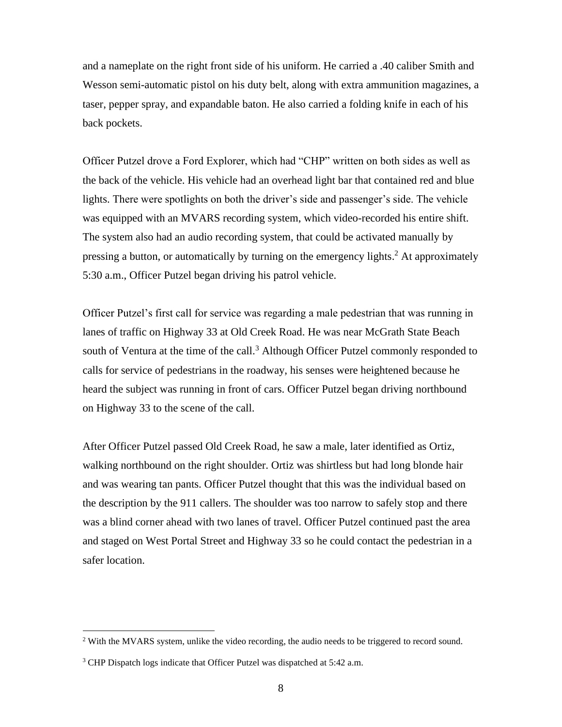and a nameplate on the right front side of his uniform. He carried a .40 caliber Smith and Wesson semi-automatic pistol on his duty belt, along with extra ammunition magazines, a taser, pepper spray, and expandable baton. He also carried a folding knife in each of his back pockets.

Officer Putzel drove a Ford Explorer, which had "CHP" written on both sides as well as the back of the vehicle. His vehicle had an overhead light bar that contained red and blue lights. There were spotlights on both the driver's side and passenger's side. The vehicle was equipped with an MVARS recording system, which video-recorded his entire shift. The system also had an audio recording system, that could be activated manually by pressing a button, or automatically by turning on the emergency lights.[2] At approximately 5:30 a.m., Officer Putzel began driving his patrol vehicle.

Officer Putzel's first call for service was regarding a male pedestrian that was running in lanes of traffic on Highway 33 at Old Creek Road. He was near McGrath State Beach south of Ventura at the time of the call.[3] Although Officer Putzel commonly responded to calls for service of pedestrians in the roadway, his senses were heightened because he heard the subject was running in front of cars. Officer Putzel began driving northbound on Highway 33 to the scene of the call.

After Officer Putzel passed Old Creek Road, he saw a male, later identified as Ortiz, walking northbound on the right shoulder. Ortiz was shirtless but had long blonde hair and was wearing tan pants. Officer Putzel thought that this was the individual based on the description by the 911 callers. The shoulder was too narrow to safely stop and there was a blind corner ahead with two lanes of travel. Officer Putzel continued past the area and staged on West Portal Street and Highway 33 so he could contact the pedestrian in a safer location.

---

[2] With the MVARS system, unlike the video recording, the audio needs to be triggered to record sound.

[3] CHP Dispatch logs indicate that Officer Putzel was dispatched at 5:42 a.m.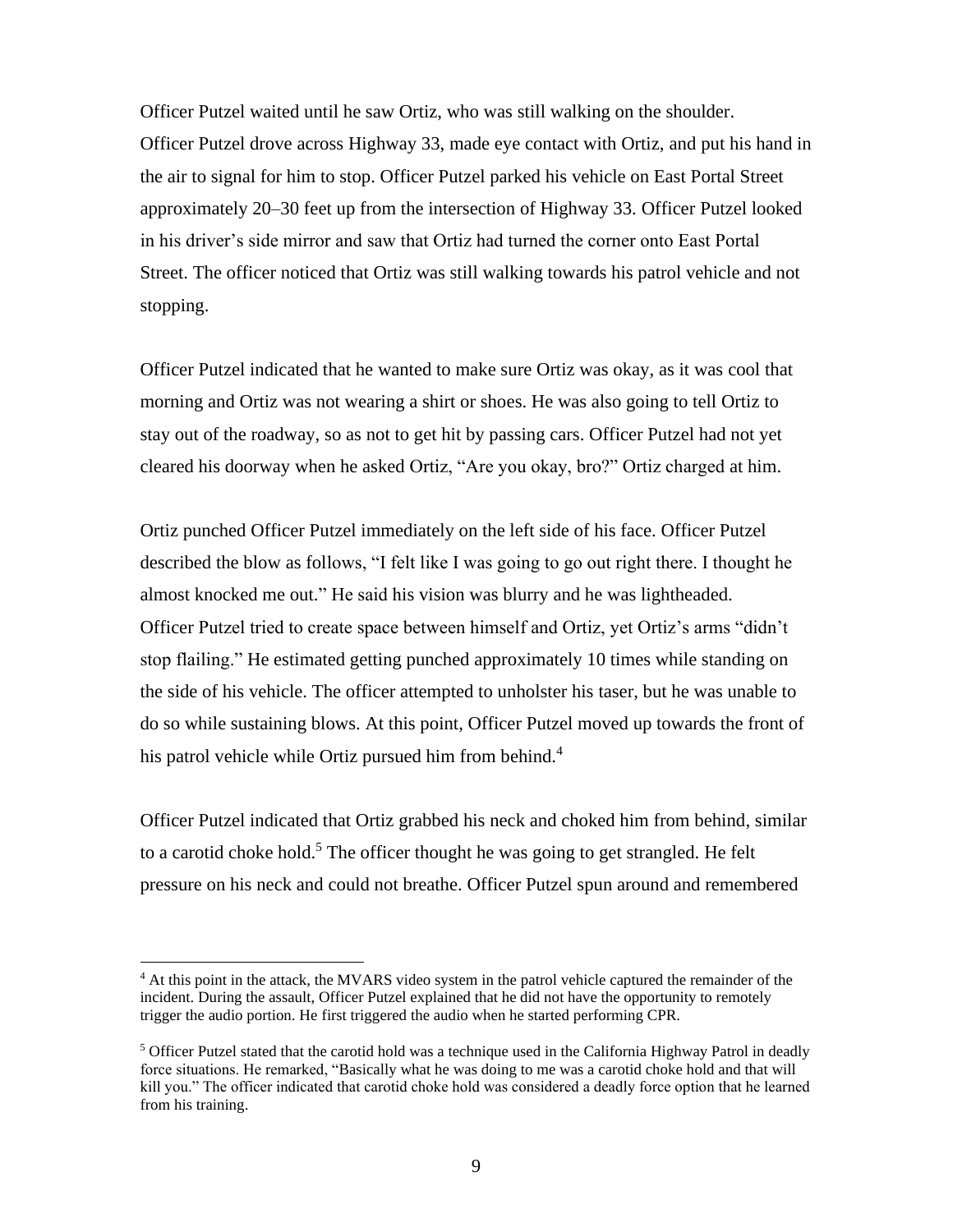Officer Putzel waited until he saw Ortiz, who was still walking on the shoulder. Officer Putzel drove across Highway 33, made eye contact with Ortiz, and put his hand in the air to signal for him to stop. Officer Putzel parked his vehicle on East Portal Street approximately 20–30 feet up from the intersection of Highway 33. Officer Putzel looked in his driver's side mirror and saw that Ortiz had turned the corner onto East Portal Street. The officer noticed that Ortiz was still walking towards his patrol vehicle and not stopping.

Officer Putzel indicated that he wanted to make sure Ortiz was okay, as it was cool that morning and Ortiz was not wearing a shirt or shoes. He was also going to tell Ortiz to stay out of the roadway, so as not to get hit by passing cars. Officer Putzel had not yet cleared his doorway when he asked Ortiz, "Are you okay, bro?" Ortiz charged at him.

Ortiz punched Officer Putzel immediately on the left side of his face. Officer Putzel described the blow as follows, "I felt like I was going to go out right there. I thought he almost knocked me out." He said his vision was blurry and he was lightheaded. Officer Putzel tried to create space between himself and Ortiz, yet Ortiz's arms "didn't stop flailing." He estimated getting punched approximately 10 times while standing on the side of his vehicle. The officer attempted to unholster his taser, but he was unable to do so while sustaining blows. At this point, Officer Putzel moved up towards the front of his patrol vehicle while Ortiz pursued him from behind.[4]

Officer Putzel indicated that Ortiz grabbed his neck and choked him from behind, similar to a carotid choke hold.[5] The officer thought he was going to get strangled. He felt pressure on his neck and could not breathe. Officer Putzel spun around and remembered

[4] At this point in the attack, the MVARS video system in the patrol vehicle captured the remainder of the incident. During the assault, Officer Putzel explained that he did not have the opportunity to remotely trigger the audio portion. He first triggered the audio when he started performing CPR.

[5] Officer Putzel stated that the carotid hold was a technique used in the California Highway Patrol in deadly force situations. He remarked, "Basically what he was doing to me was a carotid choke hold and that will kill you." The officer indicated that carotid choke hold was considered a deadly force option that he learned from his training.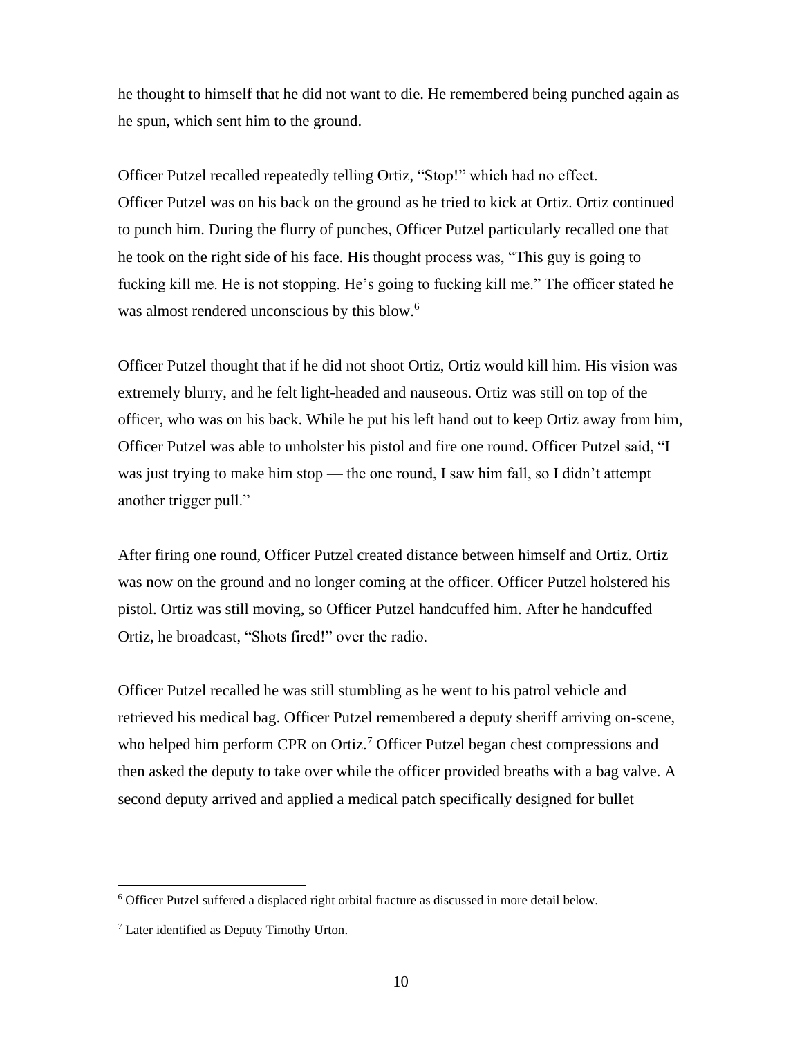he thought to himself that he did not want to die. He remembered being punched again as he spun, which sent him to the ground.

Officer Putzel recalled repeatedly telling Ortiz, "Stop!" which had no effect. Officer Putzel was on his back on the ground as he tried to kick at Ortiz. Ortiz continued to punch him. During the flurry of punches, Officer Putzel particularly recalled one that he took on the right side of his face. His thought process was, "This guy is going to fucking kill me. He is not stopping. He's going to fucking kill me." The officer stated he was almost rendered unconscious by this blow.[6]

Officer Putzel thought that if he did not shoot Ortiz, Ortiz would kill him. His vision was extremely blurry, and he felt light-headed and nauseous. Ortiz was still on top of the officer, who was on his back. While he put his left hand out to keep Ortiz away from him, Officer Putzel was able to unholster his pistol and fire one round. Officer Putzel said, "I was just trying to make him stop — the one round, I saw him fall, so I didn't attempt another trigger pull."

After firing one round, Officer Putzel created distance between himself and Ortiz. Ortiz was now on the ground and no longer coming at the officer. Officer Putzel holstered his pistol. Ortiz was still moving, so Officer Putzel handcuffed him. After he handcuffed Ortiz, he broadcast, "Shots fired!" over the radio.

Officer Putzel recalled he was still stumbling as he went to his patrol vehicle and retrieved his medical bag. Officer Putzel remembered a deputy sheriff arriving on-scene, who helped him perform CPR on Ortiz.[7] Officer Putzel began chest compressions and then asked the deputy to take over while the officer provided breaths with a bag valve. A second deputy arrived and applied a medical patch specifically designed for bullet

---

[6] Officer Putzel suffered a displaced right orbital fracture as discussed in more detail below.

[7] Later identified as Deputy Timothy Urton.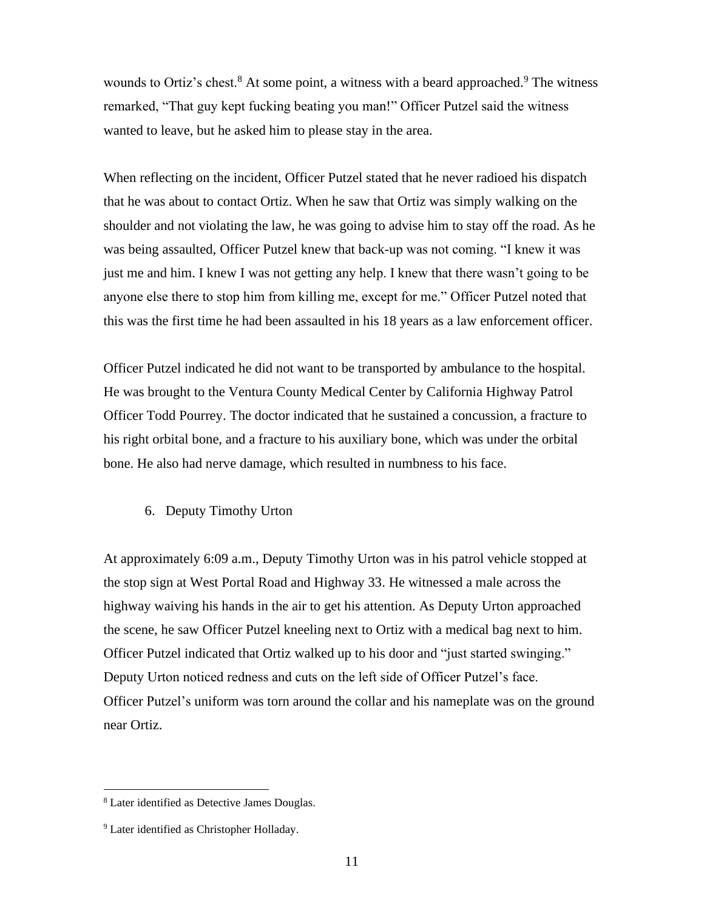wounds to Ortiz's chest.[8] At some point, a witness with a beard approached.[9] The witness remarked, "That guy kept fucking beating you man!" Officer Putzel said the witness wanted to leave, but he asked him to please stay in the area.

When reflecting on the incident, Officer Putzel stated that he never radioed his dispatch that he was about to contact Ortiz. When he saw that Ortiz was simply walking on the shoulder and not violating the law, he was going to advise him to stay off the road. As he was being assaulted, Officer Putzel knew that back-up was not coming. "I knew it was just me and him. I knew I was not getting any help. I knew that there wasn't going to be anyone else there to stop him from killing me, except for me." Officer Putzel noted that this was the first time he had been assaulted in his 18 years as a law enforcement officer.

Officer Putzel indicated he did not want to be transported by ambulance to the hospital. He was brought to the Ventura County Medical Center by California Highway Patrol Officer Todd Pourrey. The doctor indicated that he sustained a concussion, a fracture to his right orbital bone, and a fracture to his auxiliary bone, which was under the orbital bone. He also had nerve damage, which resulted in numbness to his face.

6. Deputy Timothy Urton

At approximately 6:09 a.m., Deputy Timothy Urton was in his patrol vehicle stopped at the stop sign at West Portal Road and Highway 33. He witnessed a male across the highway waiving his hands in the air to get his attention. As Deputy Urton approached the scene, he saw Officer Putzel kneeling next to Ortiz with a medical bag next to him. Officer Putzel indicated that Ortiz walked up to his door and "just started swinging." Deputy Urton noticed redness and cuts on the left side of Officer Putzel's face. Officer Putzel's uniform was torn around the collar and his nameplate was on the ground near Ortiz.

---

[8] Later identified as Detective James Douglas.

[9] Later identified as Christopher Holladay.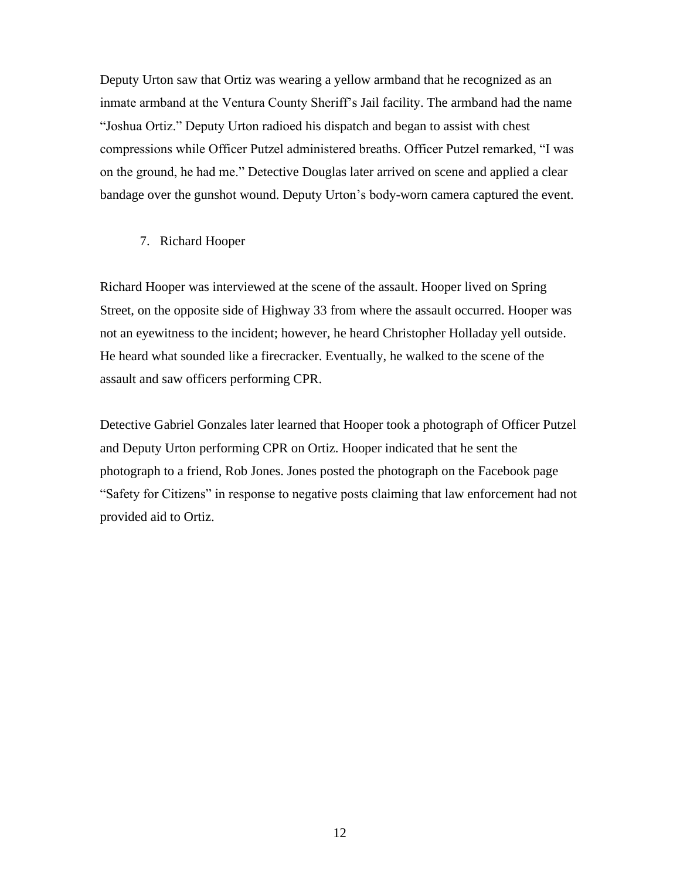Deputy Urton saw that Ortiz was wearing a yellow armband that he recognized as an inmate armband at the Ventura County Sheriff's Jail facility. The armband had the name "Joshua Ortiz." Deputy Urton radioed his dispatch and began to assist with chest compressions while Officer Putzel administered breaths. Officer Putzel remarked, "I was on the ground, he had me." Detective Douglas later arrived on scene and applied a clear bandage over the gunshot wound. Deputy Urton's body-worn camera captured the event.

7. Richard Hooper

Richard Hooper was interviewed at the scene of the assault. Hooper lived on Spring Street, on the opposite side of Highway 33 from where the assault occurred. Hooper was not an eyewitness to the incident; however, he heard Christopher Holladay yell outside. He heard what sounded like a firecracker. Eventually, he walked to the scene of the assault and saw officers performing CPR.

Detective Gabriel Gonzales later learned that Hooper took a photograph of Officer Putzel and Deputy Urton performing CPR on Ortiz. Hooper indicated that he sent the photograph to a friend, Rob Jones. Jones posted the photograph on the Facebook page "Safety for Citizens" in response to negative posts claiming that law enforcement had not provided aid to Ortiz.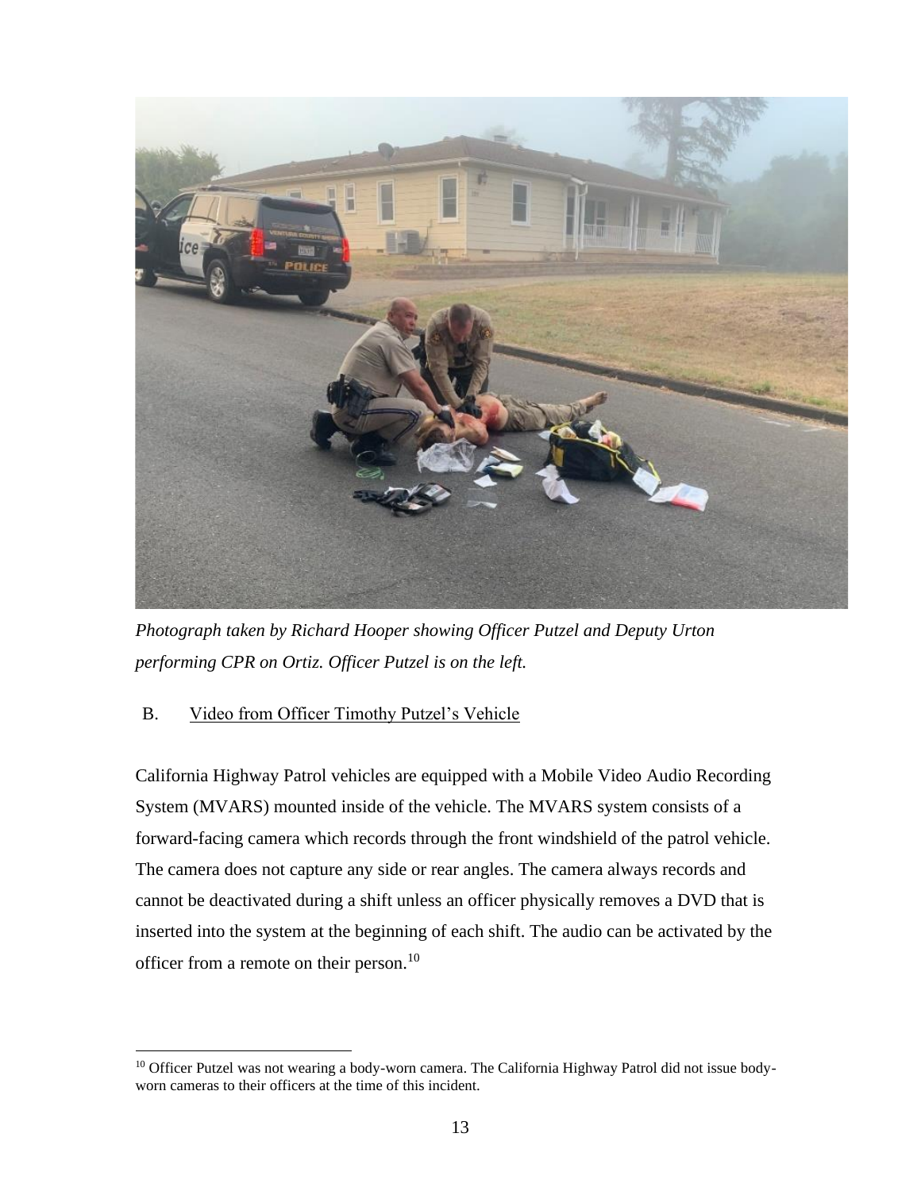*Photograph taken by Richard Hooper showing Officer Putzel and Deputy Urton performing CPR on Ortiz. Officer Putzel is on the left.*

B. Video from Officer Timothy Putzel's Vehicle

California Highway Patrol vehicles are equipped with a Mobile Video Audio Recording System (MVARS) mounted inside of the vehicle. The MVARS system consists of a forward-facing camera which records through the front windshield of the patrol vehicle. The camera does not capture any side or rear angles. The camera always records and cannot be deactivated during a shift unless an officer physically removes a DVD that is inserted into the system at the beginning of each shift. The audio can be activated by the officer from a remote on their person.[10]

[10] Officer Putzel was not wearing a body-worn camera. The California Highway Patrol did not issue body-worn cameras to their officers at the time of this incident.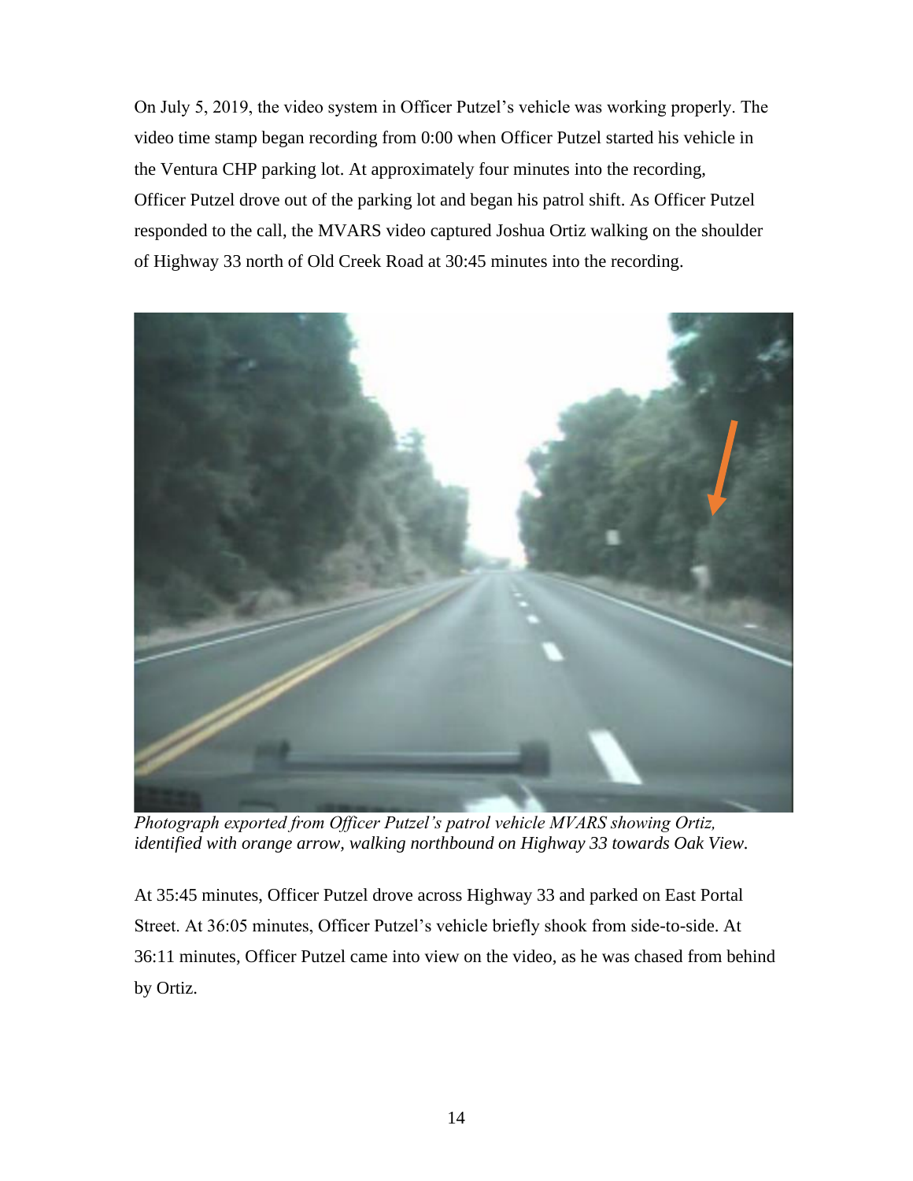On July 5, 2019, the video system in Officer Putzel's vehicle was working properly. The video time stamp began recording from 0:00 when Officer Putzel started his vehicle in the Ventura CHP parking lot. At approximately four minutes into the recording, Officer Putzel drove out of the parking lot and began his patrol shift. As Officer Putzel responded to the call, the MVARS video captured Joshua Ortiz walking on the shoulder of Highway 33 north of Old Creek Road at 30:45 minutes into the recording.

*Photograph exported from Officer Putzel's patrol vehicle MVARS showing Ortiz, identified with orange arrow, walking northbound on Highway 33 towards Oak View.*

At 35:45 minutes, Officer Putzel drove across Highway 33 and parked on East Portal Street. At 36:05 minutes, Officer Putzel's vehicle briefly shook from side-to-side. At 36:11 minutes, Officer Putzel came into view on the video, as he was chased from behind by Ortiz.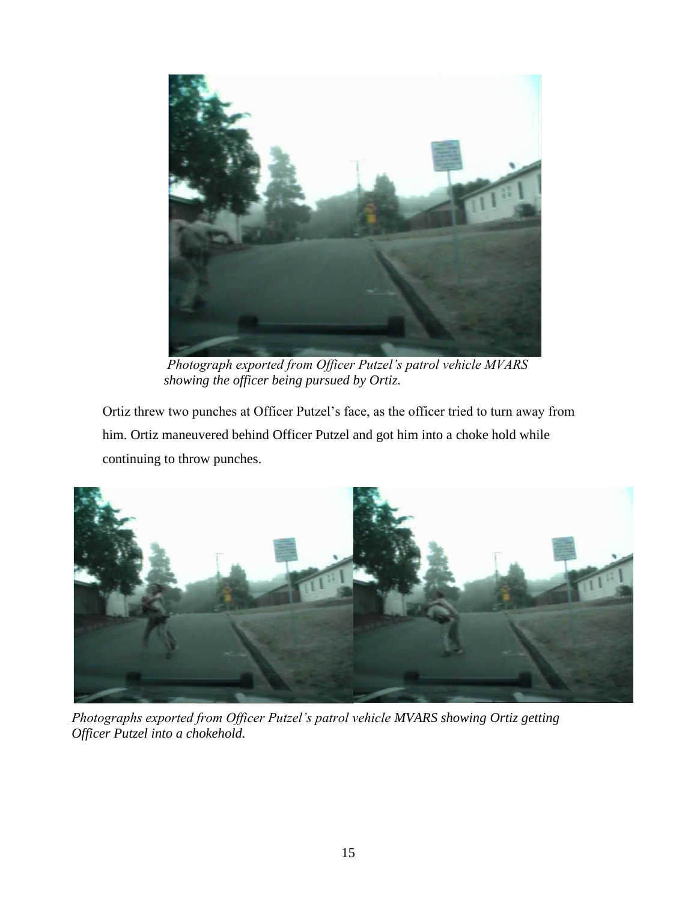*Photograph exported from Officer Putzel's patrol vehicle MVARS showing the officer being pursued by Ortiz.*

Ortiz threw two punches at Officer Putzel's face, as the officer tried to turn away from him. Ortiz maneuvered behind Officer Putzel and got him into a choke hold while continuing to throw punches.

*Photographs exported from Officer Putzel's patrol vehicle MVARS showing Ortiz getting Officer Putzel into a chokehold.*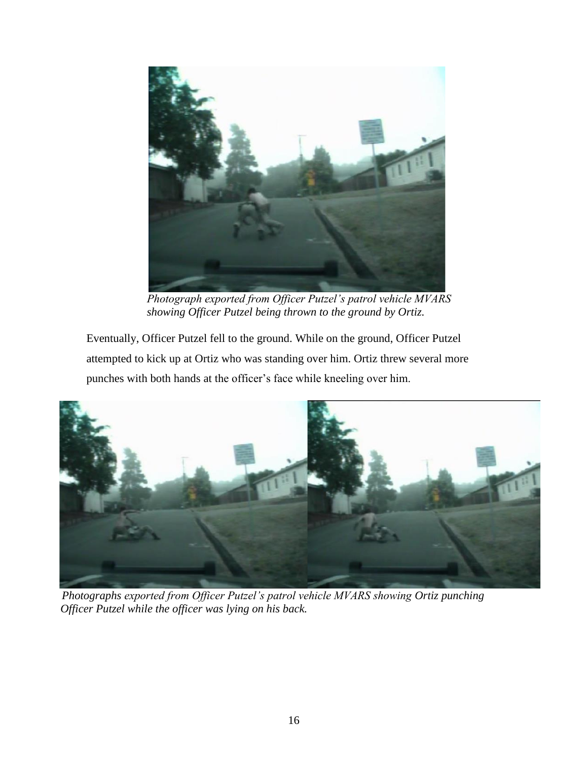*Photograph exported from Officer Putzel's patrol vehicle MVARS showing Officer Putzel being thrown to the ground by Ortiz.*

Eventually, Officer Putzel fell to the ground. While on the ground, Officer Putzel attempted to kick up at Ortiz who was standing over him. Ortiz threw several more punches with both hands at the officer's face while kneeling over him.

*Photographs exported from Officer Putzel's patrol vehicle MVARS showing Ortiz punching Officer Putzel while the officer was lying on his back.*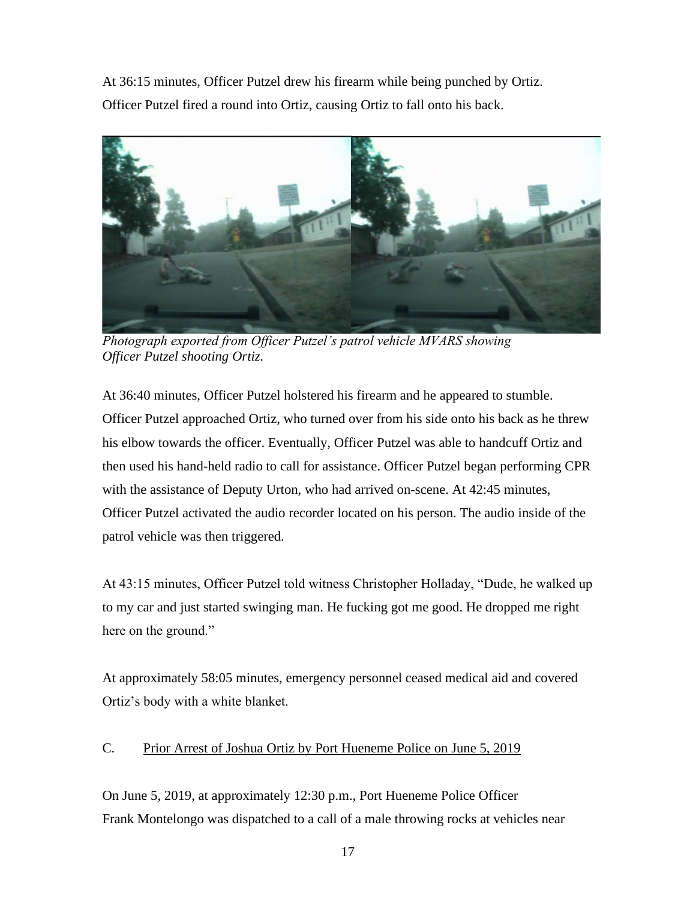At 36:15 minutes, Officer Putzel drew his firearm while being punched by Ortiz. Officer Putzel fired a round into Ortiz, causing Ortiz to fall onto his back.

*Photograph exported from Officer Putzel's patrol vehicle MVARS showing Officer Putzel shooting Ortiz.*

At 36:40 minutes, Officer Putzel holstered his firearm and he appeared to stumble. Officer Putzel approached Ortiz, who turned over from his side onto his back as he threw his elbow towards the officer. Eventually, Officer Putzel was able to handcuff Ortiz and then used his hand-held radio to call for assistance. Officer Putzel began performing CPR with the assistance of Deputy Urton, who had arrived on-scene. At 42:45 minutes, Officer Putzel activated the audio recorder located on his person. The audio inside of the patrol vehicle was then triggered.

At 43:15 minutes, Officer Putzel told witness Christopher Holladay, "Dude, he walked up to my car and just started swinging man. He fucking got me good. He dropped me right here on the ground."

At approximately 58:05 minutes, emergency personnel ceased medical aid and covered Ortiz's body with a white blanket.

## C. Prior Arrest of Joshua Ortiz by Port Hueneme Police on June 5, 2019

On June 5, 2019, at approximately 12:30 p.m., Port Hueneme Police Officer Frank Montelongo was dispatched to a call of a male throwing rocks at vehicles near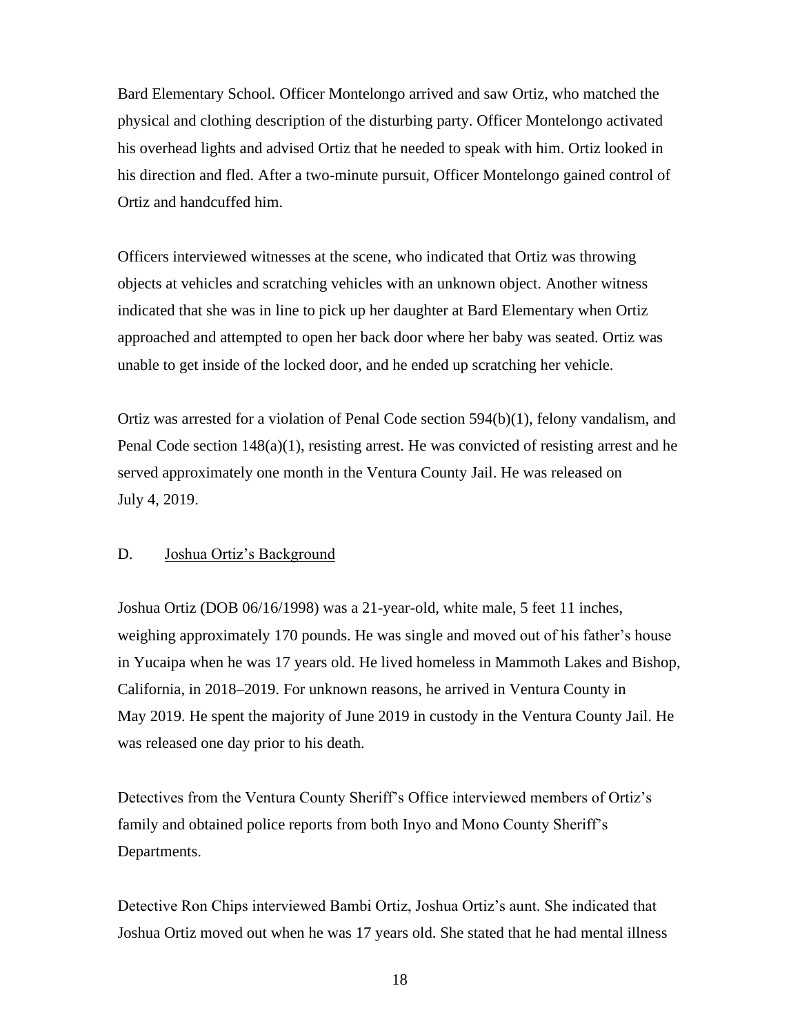Bard Elementary School. Officer Montelongo arrived and saw Ortiz, who matched the physical and clothing description of the disturbing party. Officer Montelongo activated his overhead lights and advised Ortiz that he needed to speak with him. Ortiz looked in his direction and fled. After a two-minute pursuit, Officer Montelongo gained control of Ortiz and handcuffed him.

Officers interviewed witnesses at the scene, who indicated that Ortiz was throwing objects at vehicles and scratching vehicles with an unknown object. Another witness indicated that she was in line to pick up her daughter at Bard Elementary when Ortiz approached and attempted to open her back door where her baby was seated. Ortiz was unable to get inside of the locked door, and he ended up scratching her vehicle.

Ortiz was arrested for a violation of Penal Code section 594(b)(1), felony vandalism, and Penal Code section 148(a)(1), resisting arrest. He was convicted of resisting arrest and he served approximately one month in the Ventura County Jail. He was released on July 4, 2019.

### D. Joshua Ortiz's Background

Joshua Ortiz (DOB 06/16/1998) was a 21-year-old, white male, 5 feet 11 inches, weighing approximately 170 pounds. He was single and moved out of his father's house in Yucaipa when he was 17 years old. He lived homeless in Mammoth Lakes and Bishop, California, in 2018–2019. For unknown reasons, he arrived in Ventura County in May 2019. He spent the majority of June 2019 in custody in the Ventura County Jail. He was released one day prior to his death.

Detectives from the Ventura County Sheriff's Office interviewed members of Ortiz's family and obtained police reports from both Inyo and Mono County Sheriff's Departments.

Detective Ron Chips interviewed Bambi Ortiz, Joshua Ortiz's aunt. She indicated that Joshua Ortiz moved out when he was 17 years old. She stated that he had mental illness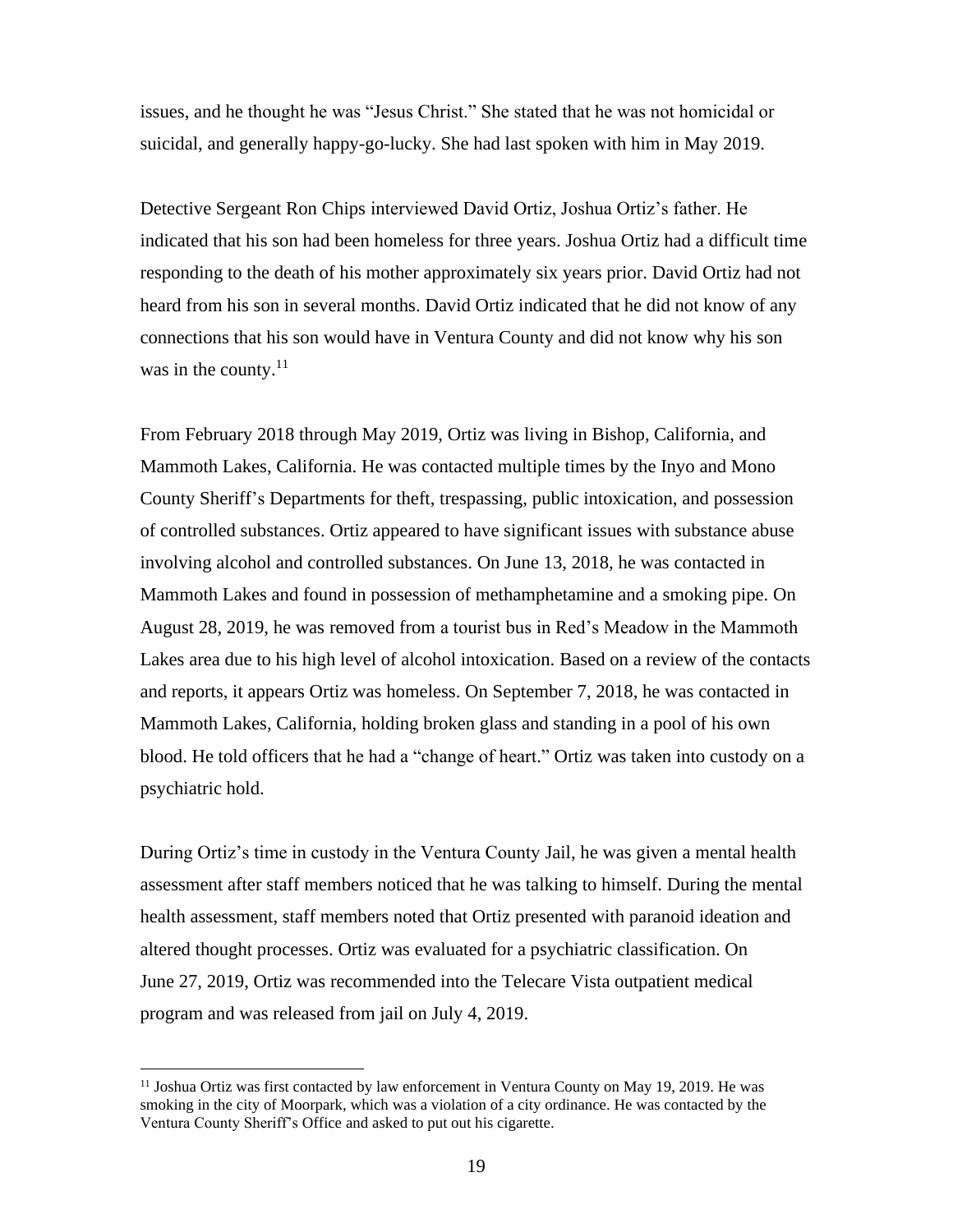issues, and he thought he was "Jesus Christ." She stated that he was not homicidal or suicidal, and generally happy-go-lucky. She had last spoken with him in May 2019.

Detective Sergeant Ron Chips interviewed David Ortiz, Joshua Ortiz's father. He indicated that his son had been homeless for three years. Joshua Ortiz had a difficult time responding to the death of his mother approximately six years prior. David Ortiz had not heard from his son in several months. David Ortiz indicated that he did not know of any connections that his son would have in Ventura County and did not know why his son was in the county.[11]

From February 2018 through May 2019, Ortiz was living in Bishop, California, and Mammoth Lakes, California. He was contacted multiple times by the Inyo and Mono County Sheriff's Departments for theft, trespassing, public intoxication, and possession of controlled substances. Ortiz appeared to have significant issues with substance abuse involving alcohol and controlled substances. On June 13, 2018, he was contacted in Mammoth Lakes and found in possession of methamphetamine and a smoking pipe. On August 28, 2019, he was removed from a tourist bus in Red's Meadow in the Mammoth Lakes area due to his high level of alcohol intoxication. Based on a review of the contacts and reports, it appears Ortiz was homeless. On September 7, 2018, he was contacted in Mammoth Lakes, California, holding broken glass and standing in a pool of his own blood. He told officers that he had a "change of heart." Ortiz was taken into custody on a psychiatric hold.

During Ortiz's time in custody in the Ventura County Jail, he was given a mental health assessment after staff members noticed that he was talking to himself. During the mental health assessment, staff members noted that Ortiz presented with paranoid ideation and altered thought processes. Ortiz was evaluated for a psychiatric classification. On June 27, 2019, Ortiz was recommended into the Telecare Vista outpatient medical program and was released from jail on July 4, 2019.

[11] Joshua Ortiz was first contacted by law enforcement in Ventura County on May 19, 2019. He was smoking in the city of Moorpark, which was a violation of a city ordinance. He was contacted by the Ventura County Sheriff's Office and asked to put out his cigarette.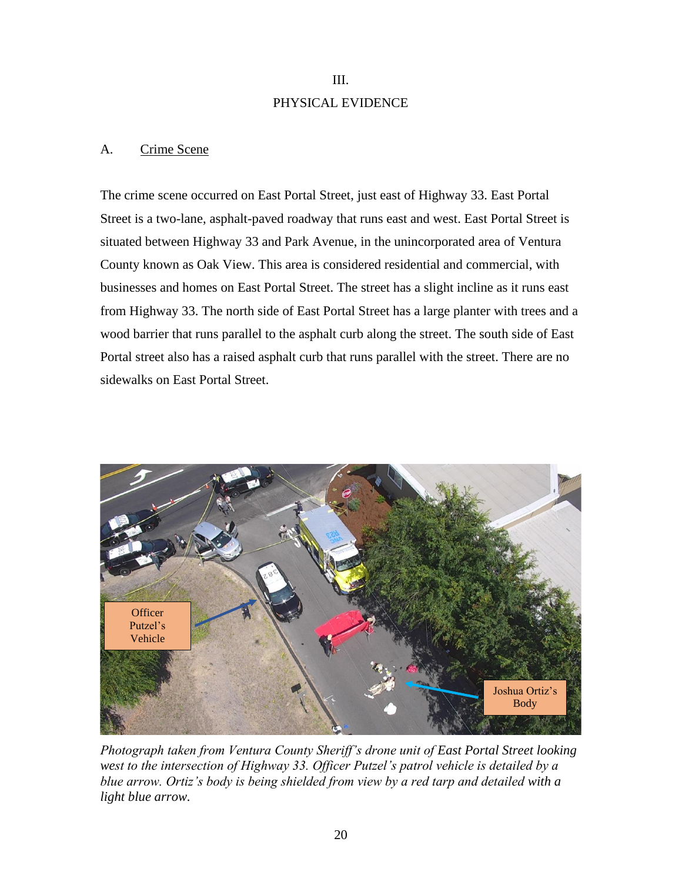## III.
## PHYSICAL EVIDENCE

### A. Crime Scene

The crime scene occurred on East Portal Street, just east of Highway 33. East Portal Street is a two-lane, asphalt-paved roadway that runs east and west. East Portal Street is situated between Highway 33 and Park Avenue, in the unincorporated area of Ventura County known as Oak View. This area is considered residential and commercial, with businesses and homes on East Portal Street. The street has a slight incline as it runs east from Highway 33. The north side of East Portal Street has a large planter with trees and a wood barrier that runs parallel to the asphalt curb along the street. The south side of East Portal street also has a raised asphalt curb that runs parallel with the street. There are no sidewalks on East Portal Street.

*Photograph taken from Ventura County Sheriff's drone unit of East Portal Street looking west to the intersection of Highway 33. Officer Putzel's patrol vehicle is detailed by a blue arrow. Ortiz's body is being shielded from view by a red tarp and detailed with a light blue arrow.*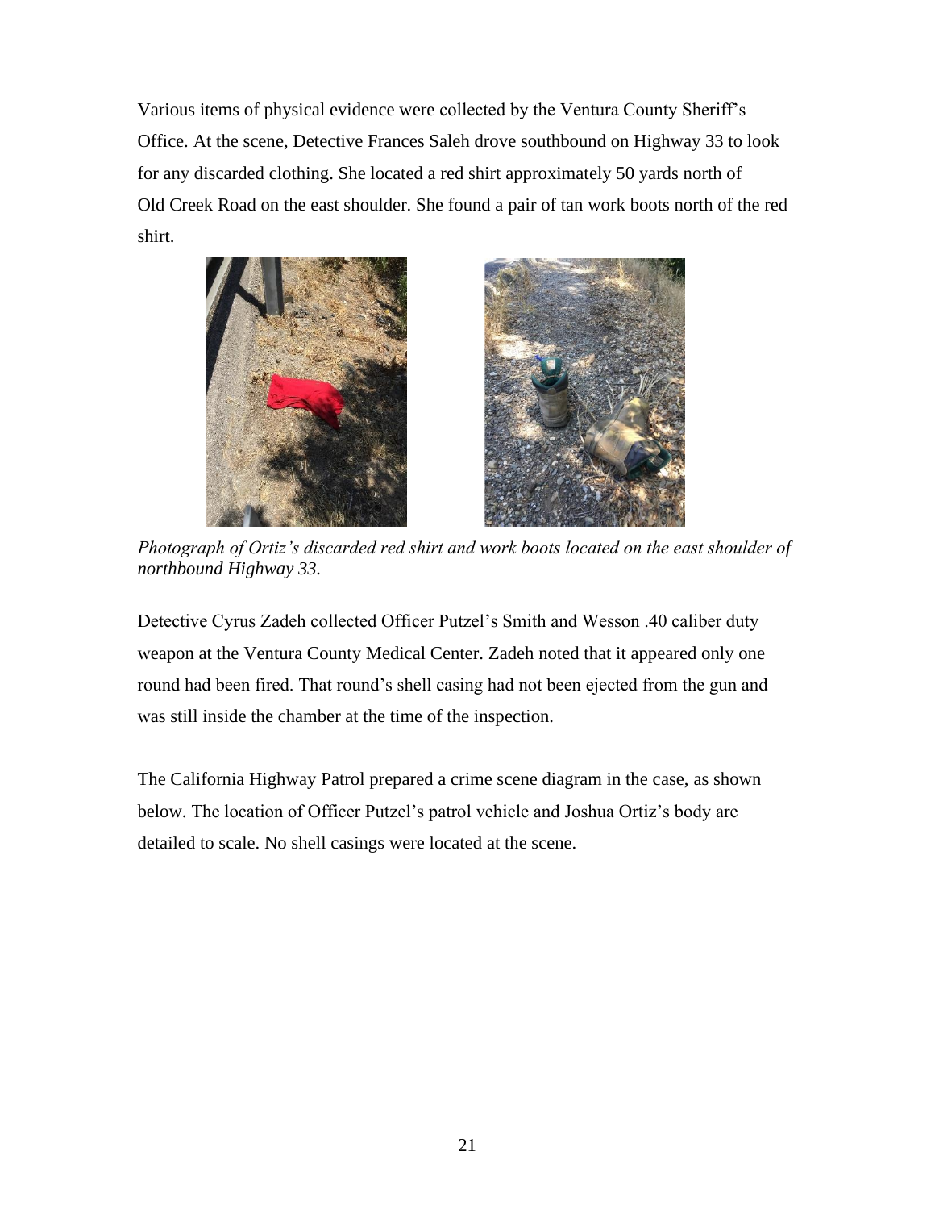Various items of physical evidence were collected by the Ventura County Sheriff's Office. At the scene, Detective Frances Saleh drove southbound on Highway 33 to look for any discarded clothing. She located a red shirt approximately 50 yards north of Old Creek Road on the east shoulder. She found a pair of tan work boots north of the red shirt.

*Photograph of Ortiz's discarded red shirt and work boots located on the east shoulder of northbound Highway 33.*

Detective Cyrus Zadeh collected Officer Putzel's Smith and Wesson .40 caliber duty weapon at the Ventura County Medical Center. Zadeh noted that it appeared only one round had been fired. That round's shell casing had not been ejected from the gun and was still inside the chamber at the time of the inspection.

The California Highway Patrol prepared a crime scene diagram in the case, as shown below. The location of Officer Putzel's patrol vehicle and Joshua Ortiz's body are detailed to scale. No shell casings were located at the scene.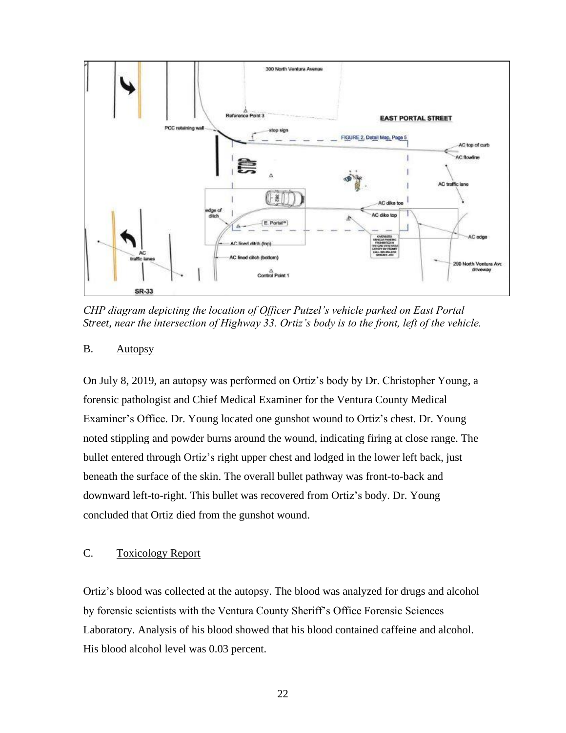*CHP diagram depicting the location of Officer Putzel's vehicle parked on East Portal Street, near the intersection of Highway 33. Ortiz's body is to the front, left of the vehicle.*

B. Autopsy

On July 8, 2019, an autopsy was performed on Ortiz's body by Dr. Christopher Young, a forensic pathologist and Chief Medical Examiner for the Ventura County Medical Examiner's Office. Dr. Young located one gunshot wound to Ortiz's chest. Dr. Young noted stippling and powder burns around the wound, indicating firing at close range. The bullet entered through Ortiz's right upper chest and lodged in the lower left back, just beneath the surface of the skin. The overall bullet pathway was front-to-back and downward left-to-right. This bullet was recovered from Ortiz's body. Dr. Young concluded that Ortiz died from the gunshot wound.

C. Toxicology Report

Ortiz's blood was collected at the autopsy. The blood was analyzed for drugs and alcohol by forensic scientists with the Ventura County Sheriff's Office Forensic Sciences Laboratory. Analysis of his blood showed that his blood contained caffeine and alcohol. His blood alcohol level was 0.03 percent.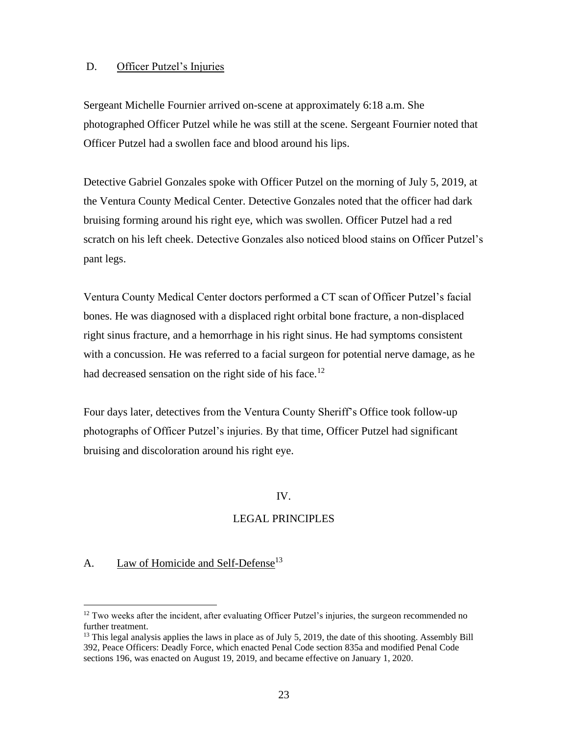### D. Officer Putzel's Injuries

Sergeant Michelle Fournier arrived on-scene at approximately 6:18 a.m. She photographed Officer Putzel while he was still at the scene. Sergeant Fournier noted that Officer Putzel had a swollen face and blood around his lips.

Detective Gabriel Gonzales spoke with Officer Putzel on the morning of July 5, 2019, at the Ventura County Medical Center. Detective Gonzales noted that the officer had dark bruising forming around his right eye, which was swollen. Officer Putzel had a red scratch on his left cheek. Detective Gonzales also noticed blood stains on Officer Putzel's pant legs.

Ventura County Medical Center doctors performed a CT scan of Officer Putzel's facial bones. He was diagnosed with a displaced right orbital bone fracture, a non-displaced right sinus fracture, and a hemorrhage in his right sinus. He had symptoms consistent with a concussion. He was referred to a facial surgeon for potential nerve damage, as he had decreased sensation on the right side of his face.[12]

Four days later, detectives from the Ventura County Sheriff's Office took follow-up photographs of Officer Putzel's injuries. By that time, Officer Putzel had significant bruising and discoloration around his right eye.

## IV.

## LEGAL PRINCIPLES

### A. Law of Homicide and Self-Defense[13]

[12] Two weeks after the incident, after evaluating Officer Putzel's injuries, the surgeon recommended no further treatment.

[13] This legal analysis applies the laws in place as of July 5, 2019, the date of this shooting. Assembly Bill 392, Peace Officers: Deadly Force, which enacted Penal Code section 835a and modified Penal Code sections 196, was enacted on August 19, 2019, and became effective on January 1, 2020.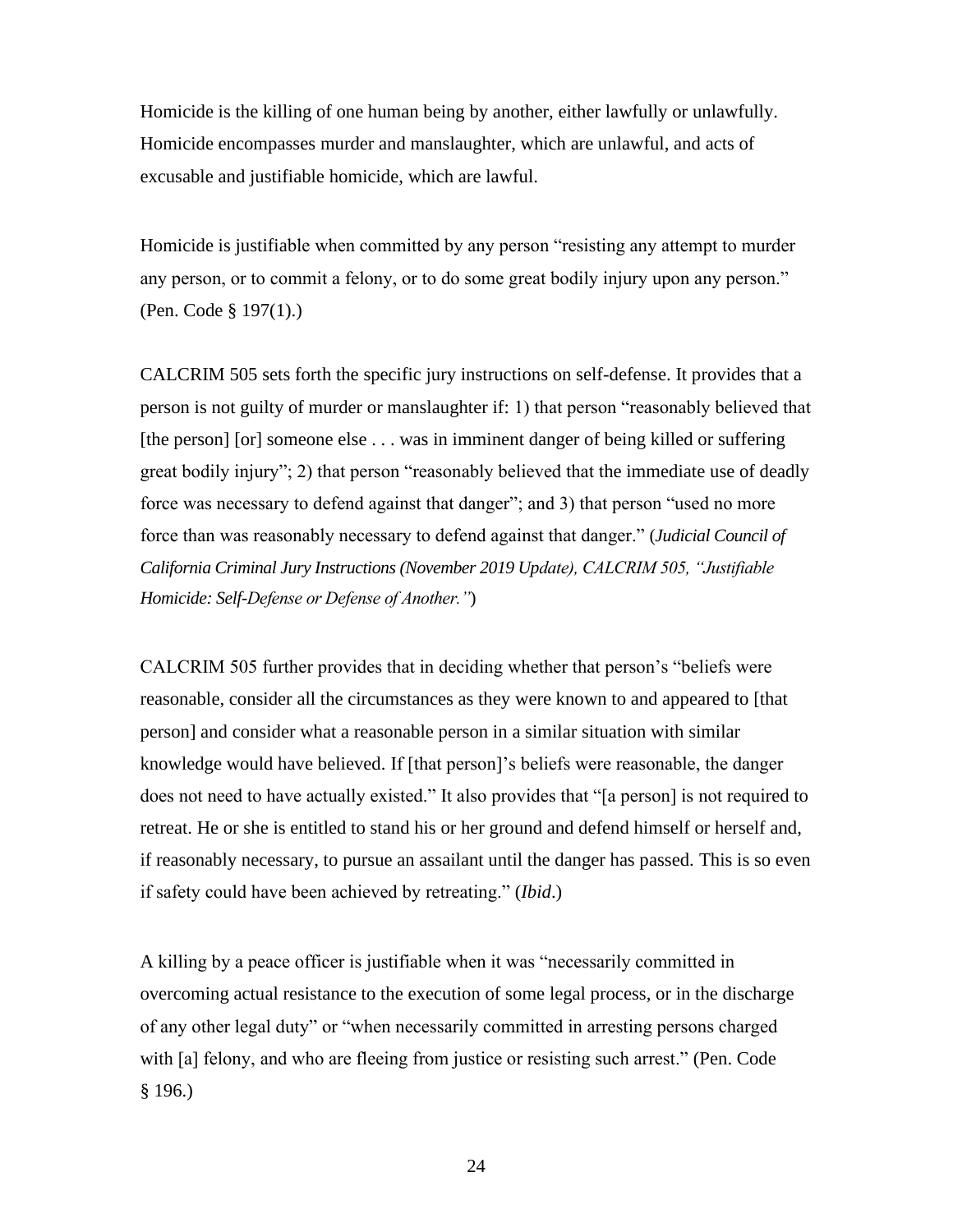Homicide is the killing of one human being by another, either lawfully or unlawfully. Homicide encompasses murder and manslaughter, which are unlawful, and acts of excusable and justifiable homicide, which are lawful.

Homicide is justifiable when committed by any person "resisting any attempt to murder any person, or to commit a felony, or to do some great bodily injury upon any person." (Pen. Code § 197(1).)

CALCRIM 505 sets forth the specific jury instructions on self-defense. It provides that a person is not guilty of murder or manslaughter if: 1) that person "reasonably believed that [the person] [or] someone else . . . was in imminent danger of being killed or suffering great bodily injury"; 2) that person "reasonably believed that the immediate use of deadly force was necessary to defend against that danger"; and 3) that person "used no more force than was reasonably necessary to defend against that danger." (*Judicial Council of California Criminal Jury Instructions (November 2019 Update), CALCRIM 505, "Justifiable Homicide: Self-Defense or Defense of Another."*)

CALCRIM 505 further provides that in deciding whether that person's "beliefs were reasonable, consider all the circumstances as they were known to and appeared to [that person] and consider what a reasonable person in a similar situation with similar knowledge would have believed. If [that person]'s beliefs were reasonable, the danger does not need to have actually existed." It also provides that "[a person] is not required to retreat. He or she is entitled to stand his or her ground and defend himself or herself and, if reasonably necessary, to pursue an assailant until the danger has passed. This is so even if safety could have been achieved by retreating." (*Ibid*.)

A killing by a peace officer is justifiable when it was "necessarily committed in overcoming actual resistance to the execution of some legal process, or in the discharge of any other legal duty" or "when necessarily committed in arresting persons charged with [a] felony, and who are fleeing from justice or resisting such arrest." (Pen. Code § 196.)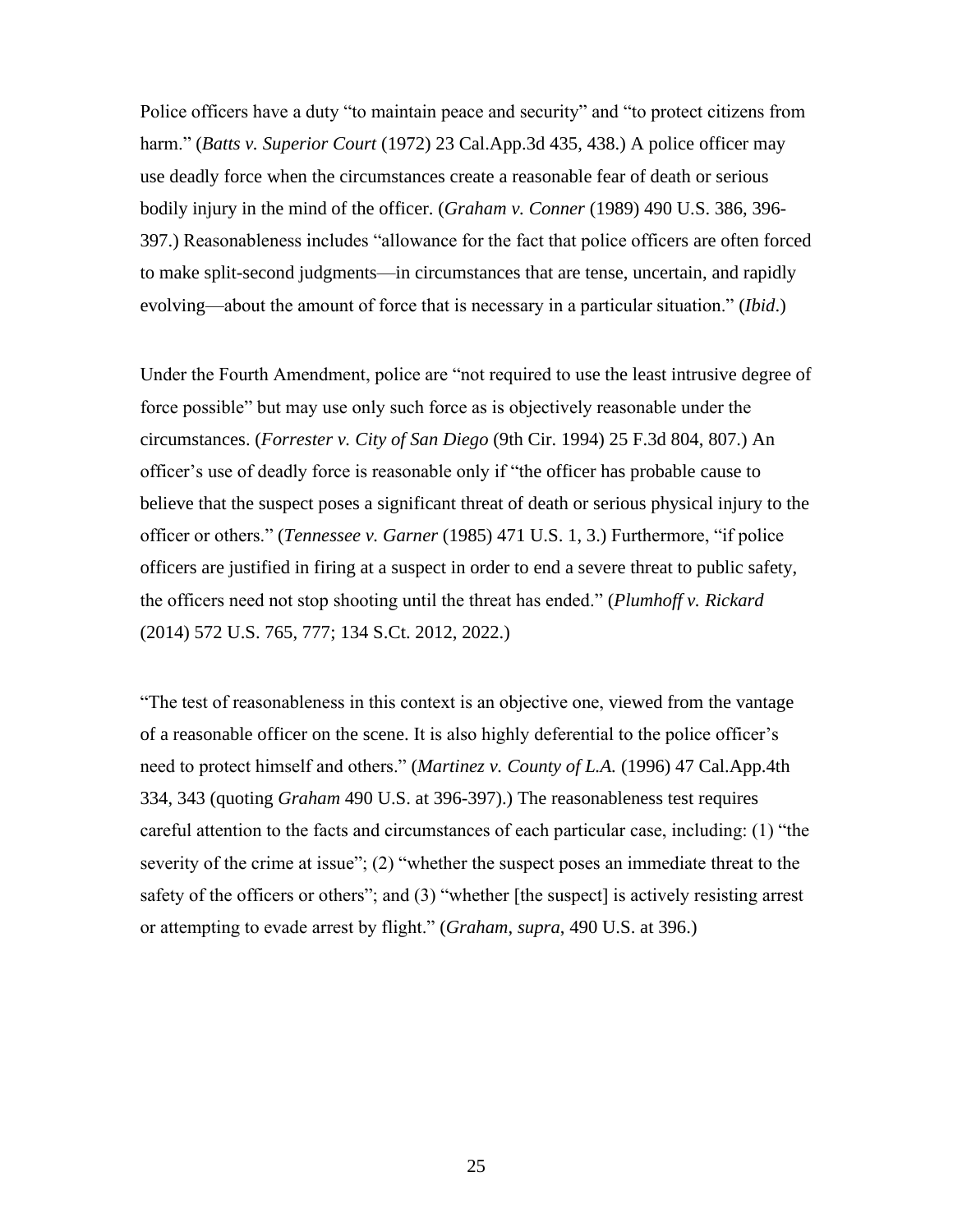Police officers have a duty "to maintain peace and security" and "to protect citizens from harm." (*Batts v. Superior Court* (1972) 23 Cal.App.3d 435, 438.) A police officer may use deadly force when the circumstances create a reasonable fear of death or serious bodily injury in the mind of the officer. (*Graham v. Conner* (1989) 490 U.S. 386, 396-397.) Reasonableness includes "allowance for the fact that police officers are often forced to make split-second judgments—in circumstances that are tense, uncertain, and rapidly evolving—about the amount of force that is necessary in a particular situation." (*Ibid*.)

Under the Fourth Amendment, police are "not required to use the least intrusive degree of force possible" but may use only such force as is objectively reasonable under the circumstances. (*Forrester v. City of San Diego* (9th Cir. 1994) 25 F.3d 804, 807.) An officer's use of deadly force is reasonable only if "the officer has probable cause to believe that the suspect poses a significant threat of death or serious physical injury to the officer or others." (*Tennessee v. Garner* (1985) 471 U.S. 1, 3.) Furthermore, "if police officers are justified in firing at a suspect in order to end a severe threat to public safety, the officers need not stop shooting until the threat has ended." (*Plumhoff v. Rickard* (2014) 572 U.S. 765, 777; 134 S.Ct. 2012, 2022.)

"The test of reasonableness in this context is an objective one, viewed from the vantage of a reasonable officer on the scene. It is also highly deferential to the police officer's need to protect himself and others." (*Martinez v. County of L.A.* (1996) 47 Cal.App.4th 334, 343 (quoting *Graham* 490 U.S. at 396-397).) The reasonableness test requires careful attention to the facts and circumstances of each particular case, including: (1) "the severity of the crime at issue"; (2) "whether the suspect poses an immediate threat to the safety of the officers or others"; and (3) "whether [the suspect] is actively resisting arrest or attempting to evade arrest by flight." (*Graham*, *supra*, 490 U.S. at 396.)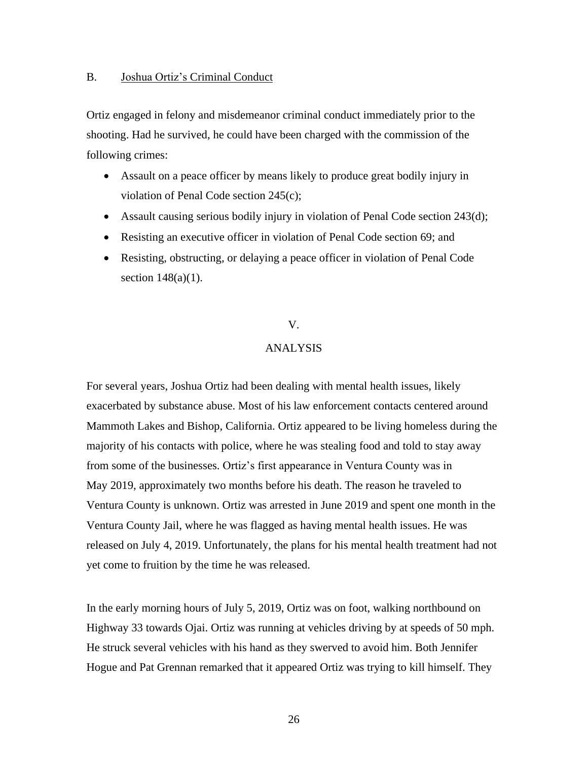### B. Joshua Ortiz's Criminal Conduct

Ortiz engaged in felony and misdemeanor criminal conduct immediately prior to the shooting. Had he survived, he could have been charged with the commission of the following crimes:

- Assault on a peace officer by means likely to produce great bodily injury in violation of Penal Code section 245(c);
- Assault causing serious bodily injury in violation of Penal Code section 243(d);
- Resisting an executive officer in violation of Penal Code section 69; and
- Resisting, obstructing, or delaying a peace officer in violation of Penal Code section 148(a)(1).

## V.

## ANALYSIS

For several years, Joshua Ortiz had been dealing with mental health issues, likely exacerbated by substance abuse. Most of his law enforcement contacts centered around Mammoth Lakes and Bishop, California. Ortiz appeared to be living homeless during the majority of his contacts with police, where he was stealing food and told to stay away from some of the businesses. Ortiz's first appearance in Ventura County was in May 2019, approximately two months before his death. The reason he traveled to Ventura County is unknown. Ortiz was arrested in June 2019 and spent one month in the Ventura County Jail, where he was flagged as having mental health issues. He was released on July 4, 2019. Unfortunately, the plans for his mental health treatment had not yet come to fruition by the time he was released.

In the early morning hours of July 5, 2019, Ortiz was on foot, walking northbound on Highway 33 towards Ojai. Ortiz was running at vehicles driving by at speeds of 50 mph. He struck several vehicles with his hand as they swerved to avoid him. Both Jennifer Hogue and Pat Grennan remarked that it appeared Ortiz was trying to kill himself. They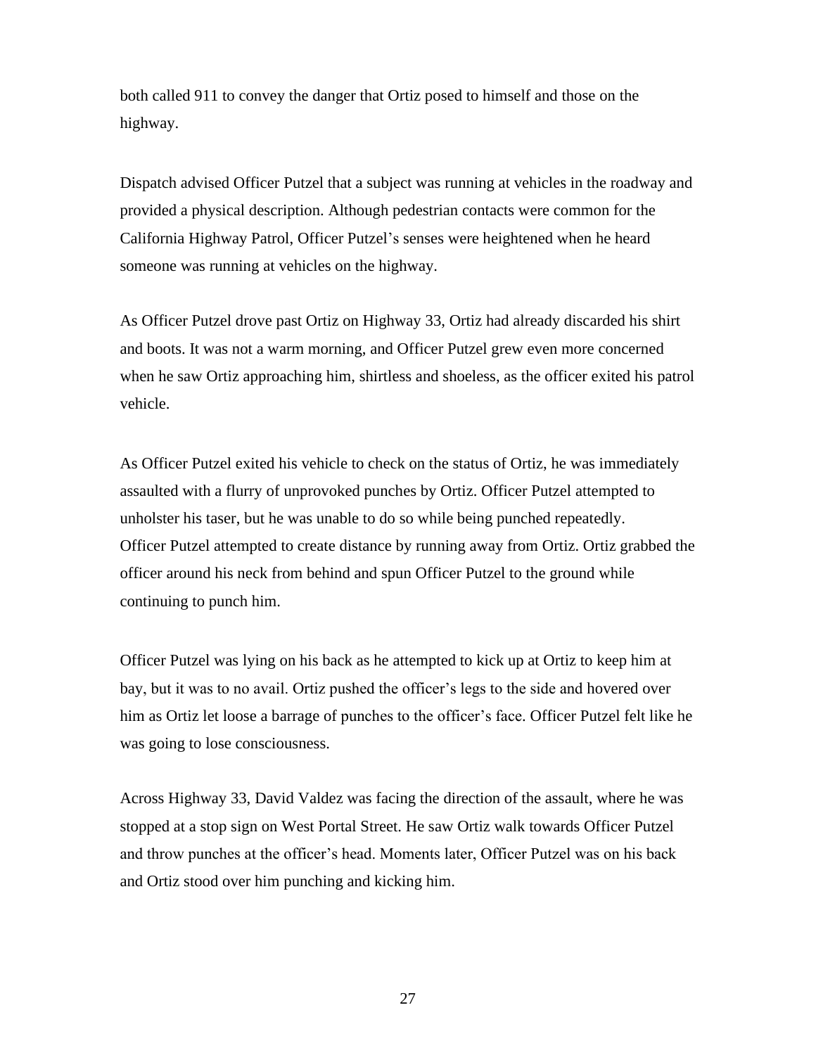both called 911 to convey the danger that Ortiz posed to himself and those on the highway.

Dispatch advised Officer Putzel that a subject was running at vehicles in the roadway and provided a physical description. Although pedestrian contacts were common for the California Highway Patrol, Officer Putzel's senses were heightened when he heard someone was running at vehicles on the highway.

As Officer Putzel drove past Ortiz on Highway 33, Ortiz had already discarded his shirt and boots. It was not a warm morning, and Officer Putzel grew even more concerned when he saw Ortiz approaching him, shirtless and shoeless, as the officer exited his patrol vehicle.

As Officer Putzel exited his vehicle to check on the status of Ortiz, he was immediately assaulted with a flurry of unprovoked punches by Ortiz. Officer Putzel attempted to unholster his taser, but he was unable to do so while being punched repeatedly. Officer Putzel attempted to create distance by running away from Ortiz. Ortiz grabbed the officer around his neck from behind and spun Officer Putzel to the ground while continuing to punch him.

Officer Putzel was lying on his back as he attempted to kick up at Ortiz to keep him at bay, but it was to no avail. Ortiz pushed the officer's legs to the side and hovered over him as Ortiz let loose a barrage of punches to the officer's face. Officer Putzel felt like he was going to lose consciousness.

Across Highway 33, David Valdez was facing the direction of the assault, where he was stopped at a stop sign on West Portal Street. He saw Ortiz walk towards Officer Putzel and throw punches at the officer's head. Moments later, Officer Putzel was on his back and Ortiz stood over him punching and kicking him.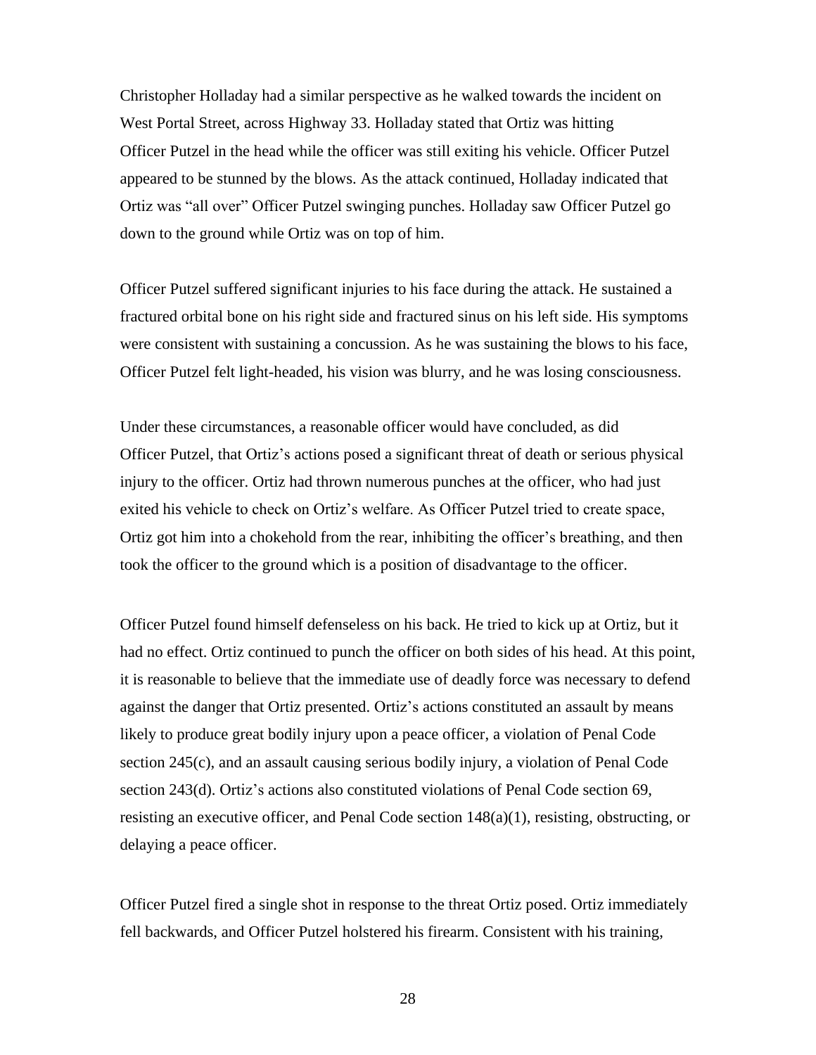Christopher Holladay had a similar perspective as he walked towards the incident on West Portal Street, across Highway 33. Holladay stated that Ortiz was hitting Officer Putzel in the head while the officer was still exiting his vehicle. Officer Putzel appeared to be stunned by the blows. As the attack continued, Holladay indicated that Ortiz was "all over" Officer Putzel swinging punches. Holladay saw Officer Putzel go down to the ground while Ortiz was on top of him.

Officer Putzel suffered significant injuries to his face during the attack. He sustained a fractured orbital bone on his right side and fractured sinus on his left side. His symptoms were consistent with sustaining a concussion. As he was sustaining the blows to his face, Officer Putzel felt light-headed, his vision was blurry, and he was losing consciousness.

Under these circumstances, a reasonable officer would have concluded, as did Officer Putzel, that Ortiz's actions posed a significant threat of death or serious physical injury to the officer. Ortiz had thrown numerous punches at the officer, who had just exited his vehicle to check on Ortiz's welfare. As Officer Putzel tried to create space, Ortiz got him into a chokehold from the rear, inhibiting the officer's breathing, and then took the officer to the ground which is a position of disadvantage to the officer.

Officer Putzel found himself defenseless on his back. He tried to kick up at Ortiz, but it had no effect. Ortiz continued to punch the officer on both sides of his head. At this point, it is reasonable to believe that the immediate use of deadly force was necessary to defend against the danger that Ortiz presented. Ortiz's actions constituted an assault by means likely to produce great bodily injury upon a peace officer, a violation of Penal Code section 245(c), and an assault causing serious bodily injury, a violation of Penal Code section 243(d). Ortiz's actions also constituted violations of Penal Code section 69, resisting an executive officer, and Penal Code section 148(a)(1), resisting, obstructing, or delaying a peace officer.

Officer Putzel fired a single shot in response to the threat Ortiz posed. Ortiz immediately fell backwards, and Officer Putzel holstered his firearm. Consistent with his training,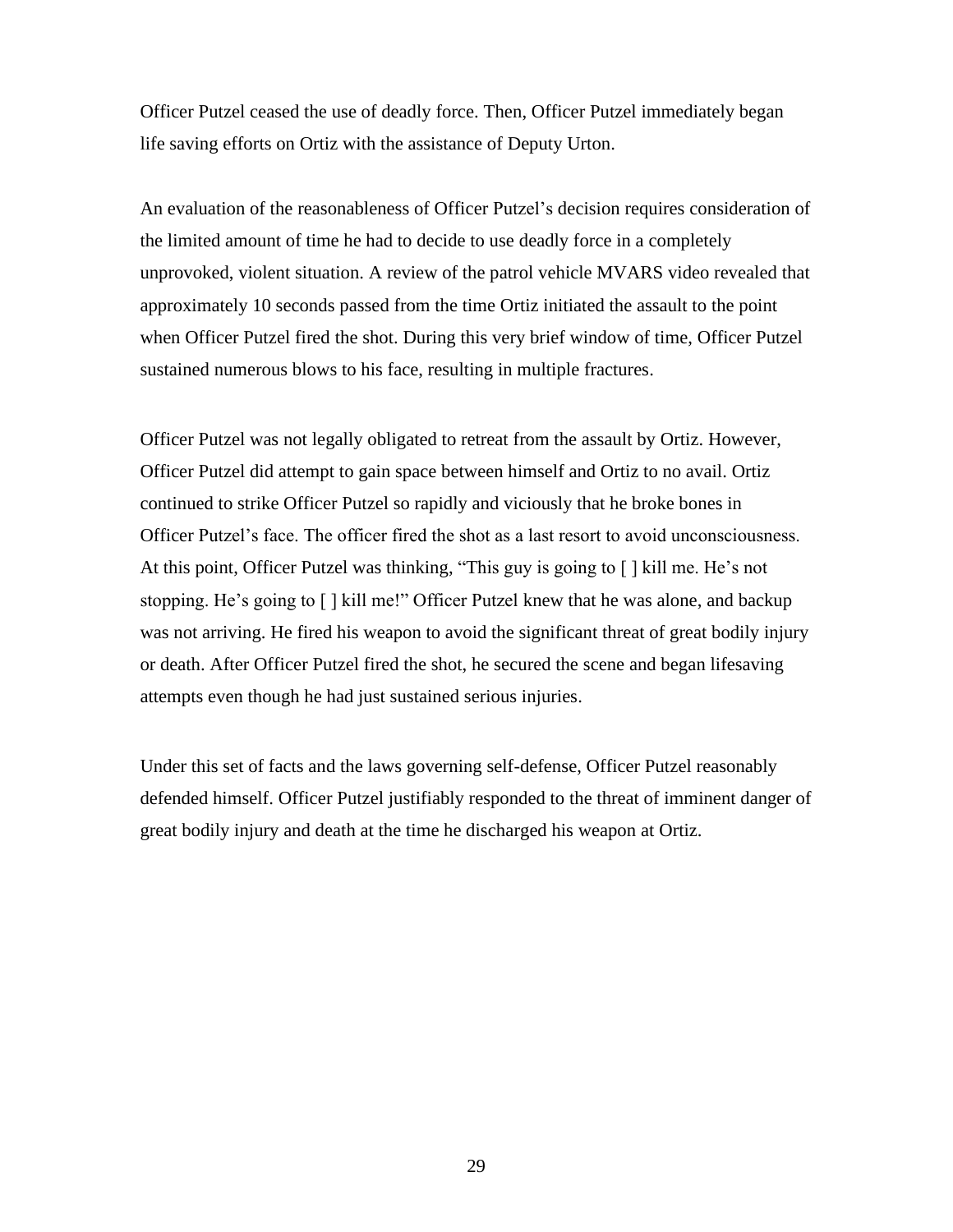Officer Putzel ceased the use of deadly force. Then, Officer Putzel immediately began life saving efforts on Ortiz with the assistance of Deputy Urton.

An evaluation of the reasonableness of Officer Putzel's decision requires consideration of the limited amount of time he had to decide to use deadly force in a completely unprovoked, violent situation. A review of the patrol vehicle MVARS video revealed that approximately 10 seconds passed from the time Ortiz initiated the assault to the point when Officer Putzel fired the shot. During this very brief window of time, Officer Putzel sustained numerous blows to his face, resulting in multiple fractures.

Officer Putzel was not legally obligated to retreat from the assault by Ortiz. However, Officer Putzel did attempt to gain space between himself and Ortiz to no avail. Ortiz continued to strike Officer Putzel so rapidly and viciously that he broke bones in Officer Putzel's face. The officer fired the shot as a last resort to avoid unconsciousness. At this point, Officer Putzel was thinking, "This guy is going to [ ] kill me. He's not stopping. He's going to [ ] kill me!" Officer Putzel knew that he was alone, and backup was not arriving. He fired his weapon to avoid the significant threat of great bodily injury or death. After Officer Putzel fired the shot, he secured the scene and began lifesaving attempts even though he had just sustained serious injuries.

Under this set of facts and the laws governing self-defense, Officer Putzel reasonably defended himself. Officer Putzel justifiably responded to the threat of imminent danger of great bodily injury and death at the time he discharged his weapon at Ortiz.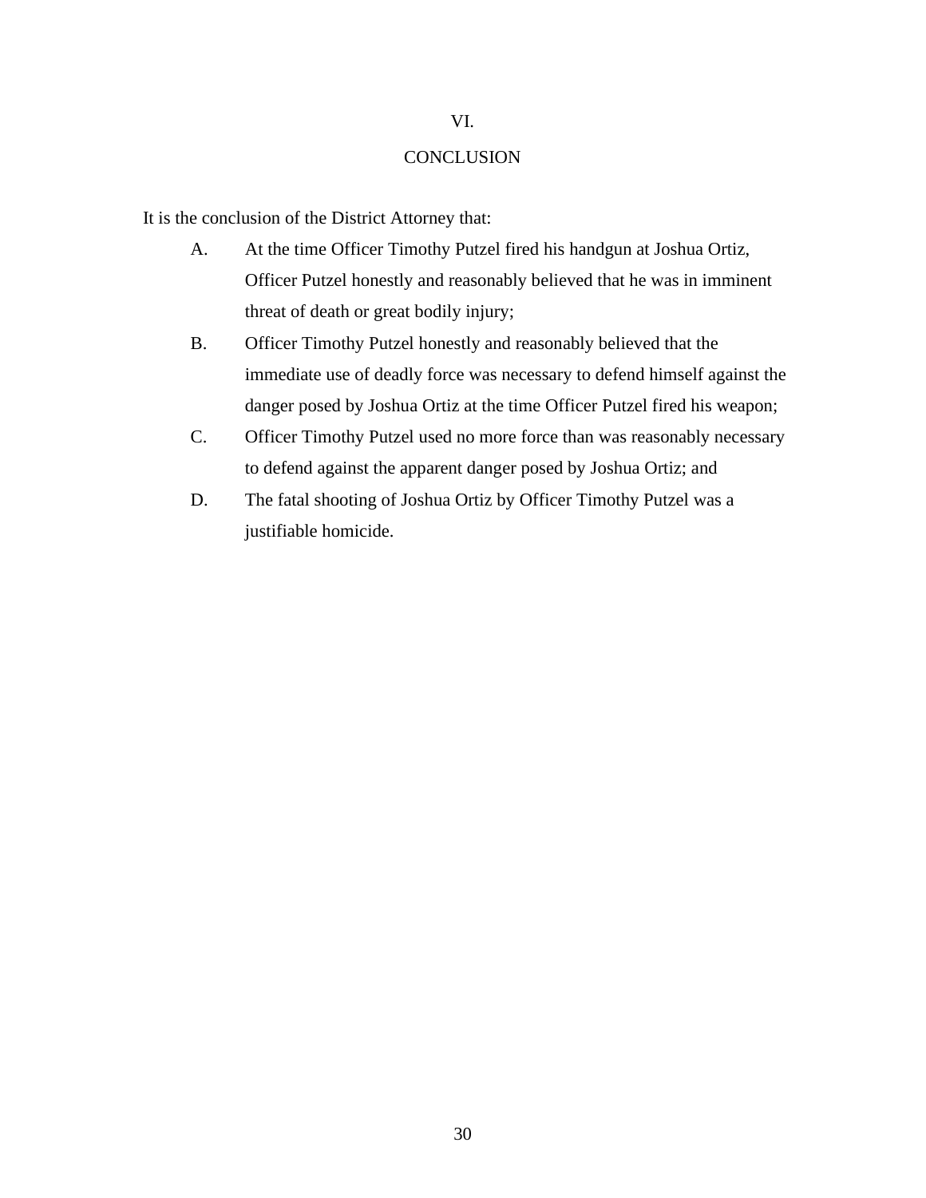## VI.

## CONCLUSION

It is the conclusion of the District Attorney that:

A. At the time Officer Timothy Putzel fired his handgun at Joshua Ortiz, Officer Putzel honestly and reasonably believed that he was in imminent threat of death or great bodily injury;

B. Officer Timothy Putzel honestly and reasonably believed that the immediate use of deadly force was necessary to defend himself against the danger posed by Joshua Ortiz at the time Officer Putzel fired his weapon;

C. Officer Timothy Putzel used no more force than was reasonably necessary to defend against the apparent danger posed by Joshua Ortiz; and

D. The fatal shooting of Joshua Ortiz by Officer Timothy Putzel was a justifiable homicide.